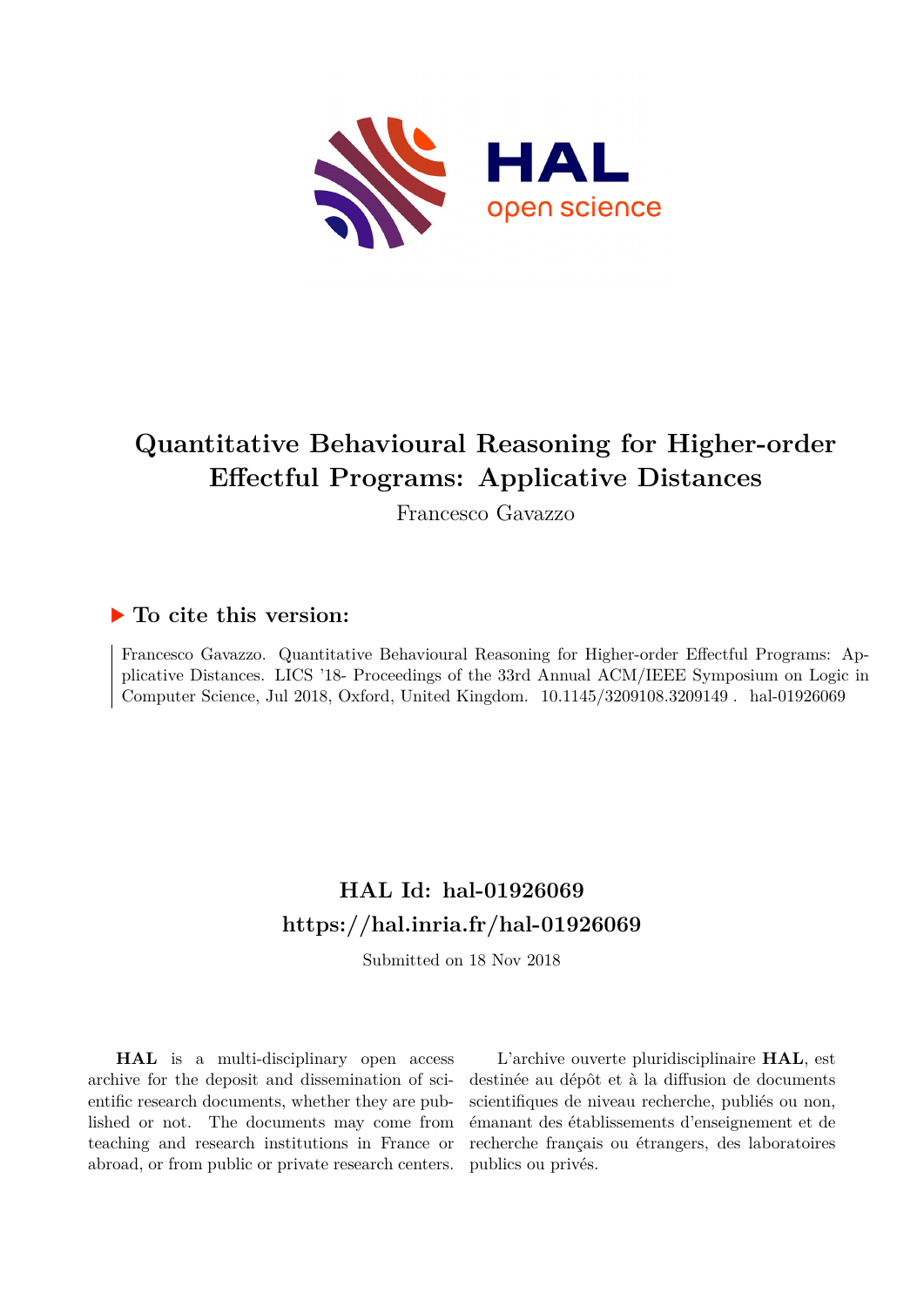# Quantitative Behavioural Reasoning for Higher-order Effectful Programs: Applicative Distances

Francesco Gavazzo

## ▶ To cite this version:

Francesco Gavazzo. Quantitative Behavioural Reasoning for Higher-order Effectful Programs: Applicative Distances. LICS '18- Proceedings of the 33rd Annual ACM/IEEE Symposium on Logic in Computer Science, Jul 2018, Oxford, United Kingdom. 10.1145/3209108.3209149 . hal-01926069

## HAL Id: hal-01926069
## https://hal.inria.fr/hal-01926069

Submitted on 18 Nov 2018

**HAL** is a multi-disciplinary open access archive for the deposit and dissemination of scientific research documents, whether they are published or not. The documents may come from teaching and research institutions in France or abroad, or from public or private research centers.

L'archive ouverte pluridisciplinaire **HAL**, est destinée au dépôt et à la diffusion de documents scientifiques de niveau recherche, publiés ou non, émanant des établissements d'enseignement et de recherche français ou étrangers, des laboratoires publics ou privés.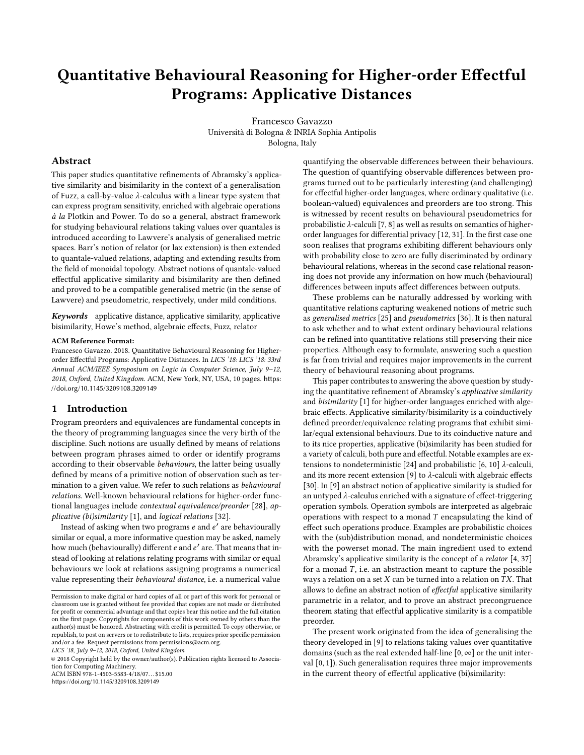# Quantitative Behavioural Reasoning for Higher-order Effectful Programs: Applicative Distances

Francesco Gavazzo
Università di Bologna & INRIA Sophia Antipolis
Bologna, Italy

## Abstract

This paper studies quantitative refinements of Abramsky's applicative similarity and bisimilarity in the context of a generalisation of Fuzz, a call-by-value $\lambda$-calculus with a linear type system that can express program sensitivity, enriched with algebraic operations *à la* Plotkin and Power. To do so a general, abstract framework for studying behavioural relations taking values over quantales is introduced according to Lawvere's analysis of generalised metric spaces. Barr's notion of relator (or lax extension) is then extended to quantale-valued relations, adapting and extending results from the field of monoidal topology. Abstract notions of quantale-valued effectful applicative similarity and bisimilarity are then defined and proved to be a compatible generalised metric (in the sense of Lawvere) and pseudometric, respectively, under mild conditions.

***Keywords*** applicative distance, applicative similarity, applicative bisimilarity, Howe's method, algebraic effects, Fuzz, relator

**ACM Reference Format:**
Francesco Gavazzo. 2018. Quantitative Behavioural Reasoning for Higher-order Effectful Programs: Applicative Distances. In *LICS '18: LICS '18: 33rd Annual ACM/IEEE Symposium on Logic in Computer Science, July 9–12, 2018, Oxford, United Kingdom.* ACM, New York, NY, USA, 10 pages. https://doi.org/10.1145/3209108.3209149

## 1 Introduction

Program preorders and equivalences are fundamental concepts in the theory of programming languages since the very birth of the discipline. Such notions are usually defined by means of relations between program phrases aimed to order or identify programs according to their observable *behaviours*, the latter being usually defined by means of a primitive notion of observation such as termination to a given value. We refer to such relations as *behavioural relations*. Well-known behavioural relations for higher-order functional languages include *contextual equivalence/preorder* [28], *applicative (bi)similarity* [1], and *logical relations* [32].

Instead of asking when two programs $e$ and $e'$ are behaviourally similar or equal, a more informative question may be asked, namely how much (behaviourally) different $e$ and $e'$ are. That means that instead of looking at relations relating programs with similar or equal behaviours we look at relations assigning programs a numerical value representing their *behavioural distance*, i.e. a numerical value quantifying the observable differences between their behaviours. The question of quantifying observable differences between programs turned out to be particularly interesting (and challenging) for effectful higher-order languages, where ordinary qualitative (i.e. boolean-valued) equivalences and preorders are too strong. This is witnessed by recent results on behavioural pseudometrics for probabilistic $\lambda$-calculi [7, 8] as well as results on semantics of higher-order languages for differential privacy [12, 31]. In the first case one soon realises that programs exhibiting different behaviours only with probability close to zero are fully discriminated by ordinary behavioural relations, whereas in the second case relational reasoning does not provide any information on how much (behavioural) differences between inputs affect differences between outputs.

These problems can be naturally addressed by working with quantitative relations capturing weakened notions of metric such as *generalised metrics* [25] and *pseudometrics* [36]. It is then natural to ask whether and to what extent ordinary behavioural relations can be refined into quantitative relations still preserving their nice properties. Although easy to formulate, answering such a question is far from trivial and requires major improvements in the current theory of behavioural reasoning about programs.

This paper contributes to answering the above question by studying the quantitative refinement of Abramsky's *applicative similarity* and *bisimilarity* [1] for higher-order languages enriched with algebraic effects. Applicative similarity/bisimilarity is a coinductively defined preorder/equivalence relating programs that exhibit similar/equal extensional behaviours. Due to its coinductive nature and to its nice properties, applicative (bi)similarity has been studied for a variety of calculi, both pure and effectful. Notable examples are extensions to nondeterministic [24] and probabilistic [6, 10] $\lambda$-calculi, and its more recent extension [9] to $\lambda$-calculi with algebraic effects [30]. In [9] an abstract notion of applicative similarity is studied for an untyped $\lambda$-calculus enriched with a signature of effect-triggering operation symbols. Operation symbols are interpreted as algebraic operations with respect to a monad $T$ encapsulating the kind of effect such operations produce. Examples are probabilistic choices with the (sub)distribution monad, and nondeterministic choices with the powerset monad. The main ingredient used to extend Abramsky's applicative similarity is the concept of a *relator* [4, 37] for a monad $T$, i.e. an abstraction meant to capture the possible ways a relation on a set $X$ can be turned into a relation on $TX$. That allows to define an abstract notion of *effectful* applicative similarity parametric in a relator, and to prove an abstract precongruence theorem stating that effectful applicative similarity is a compatible preorder.

The present work originated from the idea of generalising the theory developed in [9] to relations taking values over quantitative domains (such as the real extended half-line $[0, \infty]$ or the unit interval $[0, 1]$). Such generalisation requires three major improvements in the current theory of effectful applicative (bi)similarity:

Permission to make digital or hard copies of all or part of this work for personal or classroom use is granted without fee provided that copies are not made or distributed for profit or commercial advantage and that copies bear this notice and the full citation on the first page. Copyrights for components of this work owned by others than the author(s) must be honored. Abstracting with credit is permitted. To copy otherwise, or republish, to post on servers or to redistribute to lists, requires prior specific permission and/or a fee. Request permissions from permissions@acm.org.
*LICS '18, July 9–12, 2018, Oxford, United Kingdom*
© 2018 Copyright held by the owner/author(s). Publication rights licensed to Association for Computing Machinery.
ACM ISBN 978-1-4503-5583-4/18/07…$15.00
https://doi.org/10.1145/3209108.3209149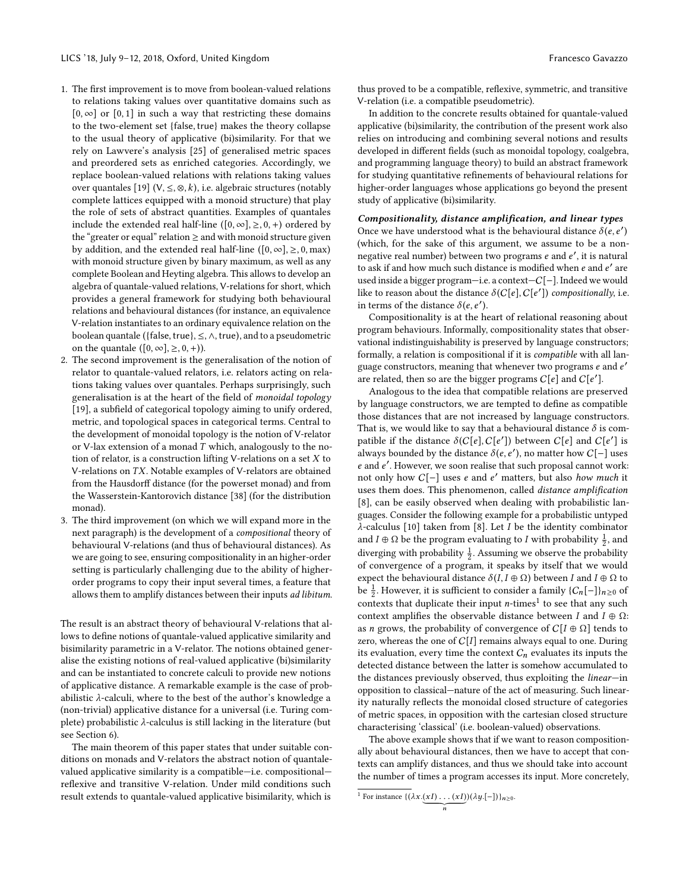1. The first improvement is to move from boolean-valued relations to relations taking values over quantitative domains such as $[0, \infty]$ or $[0, 1]$ in such a way that restricting these domains to the two-element set {false, true} makes the theory collapse to the usual theory of applicative (bi)similarity. For that we rely on Lawvere's analysis [25] of generalised metric spaces and preordered sets as enriched categories. Accordingly, we replace boolean-valued relations with relations taking values over quantales [19] $(\mathsf{V}, \leq, \otimes, k)$, i.e. algebraic structures (notably complete lattices equipped with a monoid structure) that play the role of sets of abstract quantities. Examples of quantales include the extended real half-line $([0, \infty], \geq, 0, +)$ ordered by the "greater or equal" relation $\geq$ and with monoid structure given by addition, and the extended real half-line $([0, \infty], \geq, 0, \max)$ with monoid structure given by binary maximum, as well as any complete Boolean and Heyting algebra. This allows to develop an algebra of quantale-valued relations, V-relations for short, which provides a general framework for studying both behavioural relations and behavioural distances (for instance, an equivalence V-relation instantiates to an ordinary equivalence relation on the boolean quantale $(\{\text{false}, \text{true}\}, \leq, \wedge, \text{true})$, and to a pseudometric on the quantale $([0, \infty], \geq, 0, +)$).
2. The second improvement is the generalisation of the notion of relator to quantale-valued relators, i.e. relators acting on relations taking values over quantales. Perhaps surprisingly, such generalisation is at the heart of the field of *monoidal topology* [19], a subfield of categorical topology aiming to unify ordered, metric, and topological spaces in categorical terms. Central to the development of monoidal topology is the notion of V-relator or V-lax extension of a monad $T$ which, analogously to the notion of relator, is a construction lifting V-relations on a set $X$ to V-relations on $TX$. Notable examples of V-relators are obtained from the Hausdorff distance (for the powerset monad) and from the Wasserstein-Kantorovich distance [38] (for the distribution monad).
3. The third improvement (on which we will expand more in the next paragraph) is the development of a *compositional* theory of behavioural V-relations (and thus of behavioural distances). As we are going to see, ensuring compositionality in an higher-order setting is particularly challenging due to the ability of higher-order programs to copy their input several times, a feature that allows them to amplify distances between their inputs *ad libitum*.

The result is an abstract theory of behavioural V-relations that allows to define notions of quantale-valued applicative similarity and bisimilarity parametric in a V-relator. The notions obtained generalise the existing notions of real-valued applicative (bi)similarity and can be instantiated to concrete calculi to provide new notions of applicative distance. A remarkable example is the case of probabilistic $\lambda$-calculi, where to the best of the author's knowledge a (non-trivial) applicative distance for a universal (i.e. Turing complete) probabilistic $\lambda$-calculus is still lacking in the literature (but see Section 6).

The main theorem of this paper states that under suitable conditions on monads and V-relators the abstract notion of quantale-valued applicative similarity is a compatible—i.e. compositional—reflexive and transitive V-relation. Under mild conditions such result extends to quantale-valued applicative bisimilarity, which is thus proved to be a compatible, reflexive, symmetric, and transitive V-relation (i.e. a compatible pseudometric).

In addition to the concrete results obtained for quantale-valued applicative (bi)similarity, the contribution of the present work also relies on introducing and combining several notions and results developed in different fields (such as monoidal topology, coalgebra, and programming language theory) to build an abstract framework for studying quantitative refinements of behavioural relations for higher-order languages whose applications go beyond the present study of applicative (bi)similarity.

***Compositionality, distance amplification, and linear types***
Once we have understood what is the behavioural distance $\delta(e, e')$ (which, for the sake of this argument, we assume to be a non-negative real number) between two programs $e$ and $e'$, it is natural to ask if and how much such distance is modified when $e$ and $e'$ are used inside a bigger program—i.e. a context—$C[-]$. Indeed we would like to reason about the distance $\delta(C[e], C[e'])$ *compositionally*, i.e. in terms of the distance $\delta(e, e')$.

Compositionality is at the heart of relational reasoning about program behaviours. Informally, compositionality states that observational indistinguishability is preserved by language constructors; formally, a relation is compositional if it is *compatible* with all language constructors, meaning that whenever two programs $e$ and $e'$ are related, then so are the bigger programs $C[e]$ and $C[e']$.

Analogous to the idea that compatible relations are preserved by language constructors, we are tempted to define as compatible those distances that are not increased by language constructors. That is, we would like to say that a behavioural distance $\delta$ is compatible if the distance $\delta(C[e], C[e'])$ between $C[e]$ and $C[e']$ is always bounded by the distance $\delta(e, e')$, no matter how $C[-]$ uses $e$ and $e'$. However, we soon realise that such proposal cannot work: not only how $C[-]$ uses $e$ and $e'$ matters, but also *how much* it uses them does. This phenomenon, called *distance amplification* [8], can be easily observed when dealing with probabilistic languages. Consider the following example for a probabilistic untyped $\lambda$-calculus [10] taken from [8]. Let $I$ be the identity combinator and $I \oplus \Omega$ be the program evaluating to $I$ with probability $\frac{1}{2}$, and diverging with probability $\frac{1}{2}$. Assuming we observe the probability of convergence of a program, it speaks by itself that we would expect the behavioural distance $\delta(I, I \oplus \Omega)$ between $I$ and $I \oplus \Omega$ to be $\frac{1}{2}$. However, it is sufficient to consider a family $\{C_n[-]\}_{n \geq 0}$ of contexts that duplicate their input $n$-times[1] to see that any such context amplifies the observable distance between $I$ and $I \oplus \Omega$: as $n$ grows, the probability of convergence of $C[I \oplus \Omega]$ tends to zero, whereas the one of $C[I]$ remains always equal to one. During its evaluation, every time the context $C_n$ evaluates its inputs the detected distance between the latter is somehow accumulated to the distances previously observed, thus exploiting the *linear*—in opposition to classical—nature of the act of measuring. Such linearity naturally reflects the monoidal closed structure of categories of metric spaces, in opposition with the cartesian closed structure characterising 'classical' (i.e. boolean-valued) observations.

The above example shows that if we want to reason compositionally about behavioural distances, then we have to accept that contexts can amplify distances, and thus we should take into account the number of times a program accesses its input. More concretely,

[1] For instance $\{(\lambda x.\underbrace{(xI) \ldots (xI)}_{n})(\lambda y.[-])\}_{n \geq 0}$.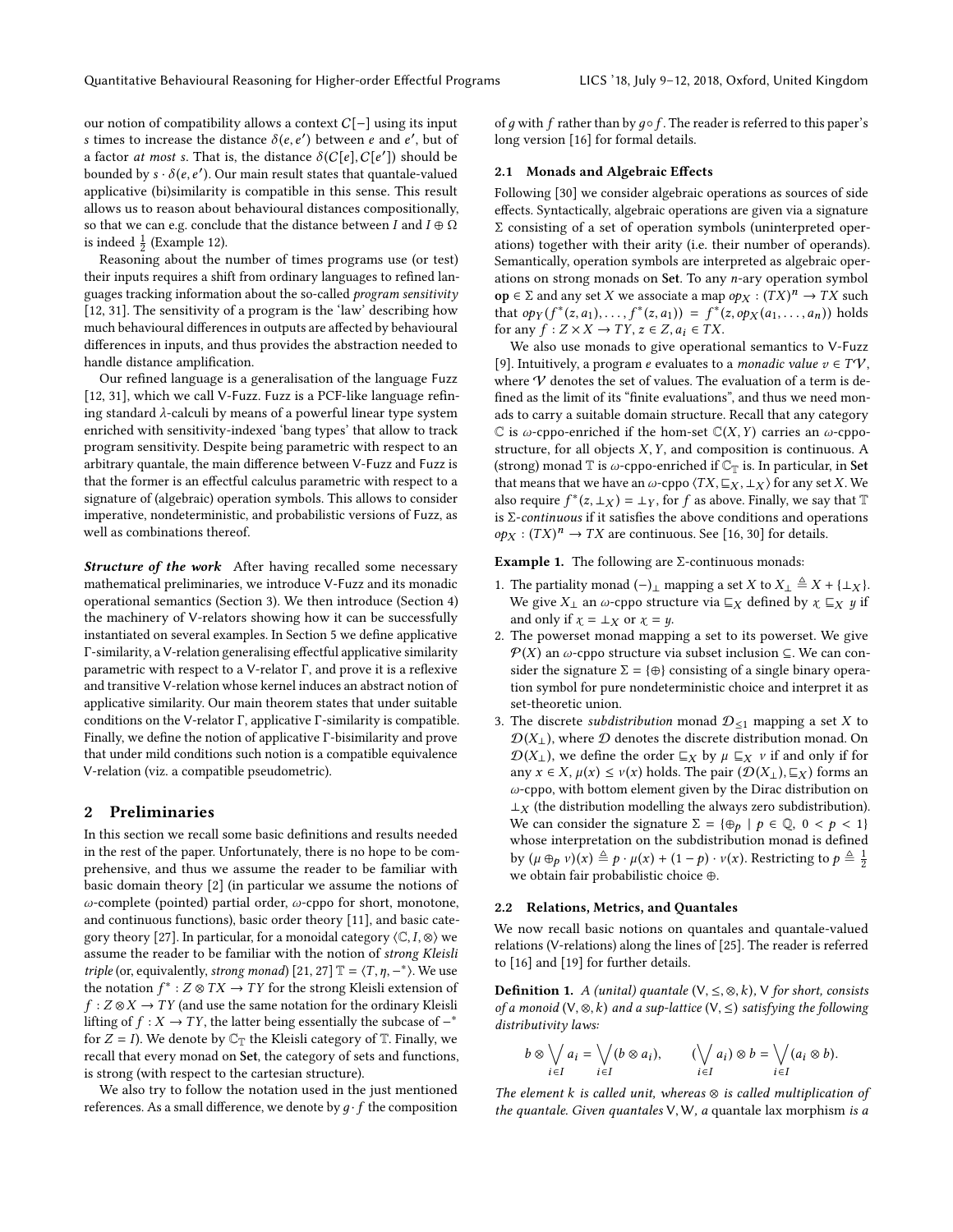our notion of compatibility allows a context $C[-]$ using its input $s$ times to increase the distance $\delta(e, e')$ between $e$ and $e'$, but of a factor *at most* $s$. That is, the distance $\delta(C[e], C[e'])$ should be bounded by $s \cdot \delta(e, e')$. Our main result states that quantale-valued applicative (bi)similarity is compatible in this sense. This result allows us to reason about behavioural distances compositionally, so that we can e.g. conclude that the distance between $I$ and $I \oplus \Omega$ is indeed $\frac{1}{2}$ (Example 12).

Reasoning about the number of times programs use (or test) their inputs requires a shift from ordinary languages to refined languages tracking information about the so-called *program sensitivity* [12, 31]. The sensitivity of a program is the 'law' describing how much behavioural differences in outputs are affected by behavioural differences in inputs, and thus provides the abstraction needed to handle distance amplification.

Our refined language is a generalisation of the language Fuzz [12, 31], which we call V-Fuzz. Fuzz is a PCF-like language refining standard $\lambda$-calculi by means of a powerful linear type system enriched with sensitivity-indexed 'bang types' that allow to track program sensitivity. Despite being parametric with respect to an arbitrary quantale, the main difference between V-Fuzz and Fuzz is that the former is an effectful calculus parametric with respect to a signature of (algebraic) operation symbols. This allows to consider imperative, nondeterministic, and probabilistic versions of Fuzz, as well as combinations thereof.

***Structure of the work*** After having recalled some necessary mathematical preliminaries, we introduce V-Fuzz and its monadic operational semantics (Section 3). We then introduce (Section 4) the machinery of V-relators showing how it can be successfully instantiated on several examples. In Section 5 we define applicative Γ-similarity, a V-relation generalising effectful applicative similarity parametric with respect to a V-relator Γ, and prove it is a reflexive and transitive V-relation whose kernel induces an abstract notion of applicative similarity. Our main theorem states that under suitable conditions on the V-relator Γ, applicative Γ-similarity is compatible. Finally, we define the notion of applicative Γ-bisimilarity and prove that under mild conditions such notion is a compatible equivalence V-relation (viz. a compatible pseudometric).

## 2 Preliminaries

In this section we recall some basic definitions and results needed in the rest of the paper. Unfortunately, there is no hope to be comprehensive, and thus we assume the reader to be familiar with basic domain theory [2] (in particular we assume the notions of $\omega$-complete (pointed) partial order, $\omega$-cppo for short, monotone, and continuous functions), basic order theory [11], and basic category theory [27]. In particular, for a monoidal category $\langle \mathbb{C}, I, \otimes \rangle$ we assume the reader to be familiar with the notion of *strong Kleisli triple* (or, equivalently, *strong monad*) [21, 27] $\mathbb{T} = \langle T, \eta, -^* \rangle$. We use the notation $f^* : Z \otimes TX \to TY$ for the strong Kleisli extension of $f : Z \otimes X \to TY$ (and use the same notation for the ordinary Kleisli lifting of $f : X \to TY$, the latter being essentially the subcase of $-^*$ for $Z = I$). We denote by $\mathbb{C}_{\mathbb{T}}$ the Kleisli category of $\mathbb{T}$. Finally, we recall that every monad on **Set**, the category of sets and functions, is strong (with respect to the cartesian structure).

We also try to follow the notation used in the just mentioned references. As a small difference, we denote by $g \cdot f$ the composition of $g$ with $f$ rather than by $g \circ f$. The reader is referred to this paper's long version [16] for formal details.

### 2.1 Monads and Algebraic Effects

Following [30] we consider algebraic operations as sources of side effects. Syntactically, algebraic operations are given via a signature $\Sigma$ consisting of a set of operation symbols (uninterpreted operations) together with their arity (i.e. their number of operands). Semantically, operation symbols are interpreted as algebraic operations on strong monads on **Set**. To any $n$-ary operation symbol $\mathbf{op} \in \Sigma$ and any set $X$ we associate a map $op_X : (TX)^n \to TX$ such that $op_Y(f^*(z, a_1), \dots, f^*(z, a_1)) = f^*(z, op_X(a_1, \dots, a_n))$ holds for any $f : Z \times X \to TY$, $z \in Z$, $a_i \in TX$.

We also use monads to give operational semantics to V-Fuzz [9]. Intuitively, a program $e$ evaluates to a *monadic value* $v \in T\mathcal{V}$, where $\mathcal{V}$ denotes the set of values. The evaluation of a term is defined as the limit of its "finite evaluations", and thus we need monads to carry a suitable domain structure. Recall that any category $\mathbb{C}$ is $\omega$-cppo-enriched if the hom-set $\mathbb{C}(X, Y)$ carries an $\omega$-cppo-structure, for all objects $X, Y$, and composition is continuous. A (strong) monad $\mathbb{T}$ is $\omega$-cppo-enriched if $\mathbb{C}_{\mathbb{T}}$ is. In particular, in **Set** that means that we have an $\omega$-cppo $\langle TX, \sqsubseteq_X, \bot_X \rangle$ for any set $X$. We also require $f^*(z, \bot_X) = \bot_Y$, for $f$ as above. Finally, we say that $\mathbb{T}$ is $\Sigma$-*continuous* if it satisfies the above conditions and operations $op_X : (TX)^n \to TX$ are continuous. See [16, 30] for details.

**Example 1.** The following are $\Sigma$-continuous monads:

1. The partiality monad $(-)_\bot$ mapping a set $X$ to $X_\bot \triangleq X + \{\bot_X\}$. We give $X_\bot$ an $\omega$-cppo structure via $\sqsubseteq_X$ defined by $x \sqsubseteq_X y$ if and only if $x = \bot_X$ or $x = y$.
2. The powerset monad mapping a set to its powerset. We give $\mathcal{P}(X)$ an $\omega$-cppo structure via subset inclusion $\subseteq$. We can consider the signature $\Sigma = \{\oplus\}$ consisting of a single binary operation symbol for pure nondeterministic choice and interpret it as set-theoretic union.
3. The discrete *subdistribution* monad $\mathcal{D}_{\leq 1}$ mapping a set $X$ to $\mathcal{D}(X_\bot)$, where $\mathcal{D}$ denotes the discrete distribution monad. On $\mathcal{D}(X_\bot)$, we define the order $\sqsubseteq_X$ by $\mu \sqsubseteq_X \nu$ if and only if for any $x \in X$, $\mu(x) \leq \nu(x)$ holds. The pair $(\mathcal{D}(X_\bot), \sqsubseteq_X)$ forms an $\omega$-cppo, with bottom element given by the Dirac distribution on $\bot_X$ (the distribution modelling the always zero subdistribution). We can consider the signature $\Sigma = \{\oplus_p \mid p \in \mathbb{Q}, 0 < p < 1\}$ whose interpretation on the subdistribution monad is defined by $(\mu \oplus_p \nu)(x) \triangleq p \cdot \mu(x) + (1 - p) \cdot \nu(x)$. Restricting to $p \triangleq \frac{1}{2}$ we obtain fair probabilistic choice $\oplus$.

### 2.2 Relations, Metrics, and Quantales

We now recall basic notions on quantales and quantale-valued relations (V-relations) along the lines of [25]. The reader is referred to [16] and [19] for further details.

**Definition 1.** *A (unital) quantale* $(\mathsf{V}, \leq, \otimes, k)$*,* $\mathsf{V}$ *for short, consists of a monoid* $(\mathsf{V}, \otimes, k)$ *and a sup-lattice* $(\mathsf{V}, \leq)$ *satisfying the following distributivity laws:*

$$b \otimes \bigvee_{i \in I} a_i = \bigvee_{i \in I} (b \otimes a_i), \qquad (\bigvee_{i \in I} a_i) \otimes b = \bigvee_{i \in I} (a_i \otimes b).$$

*The element* $k$ *is called unit, whereas* $\otimes$ *is called multiplication of the quantale. Given quantales* $\mathsf{V}, \mathsf{W}$*, a* quantale lax morphism *is a*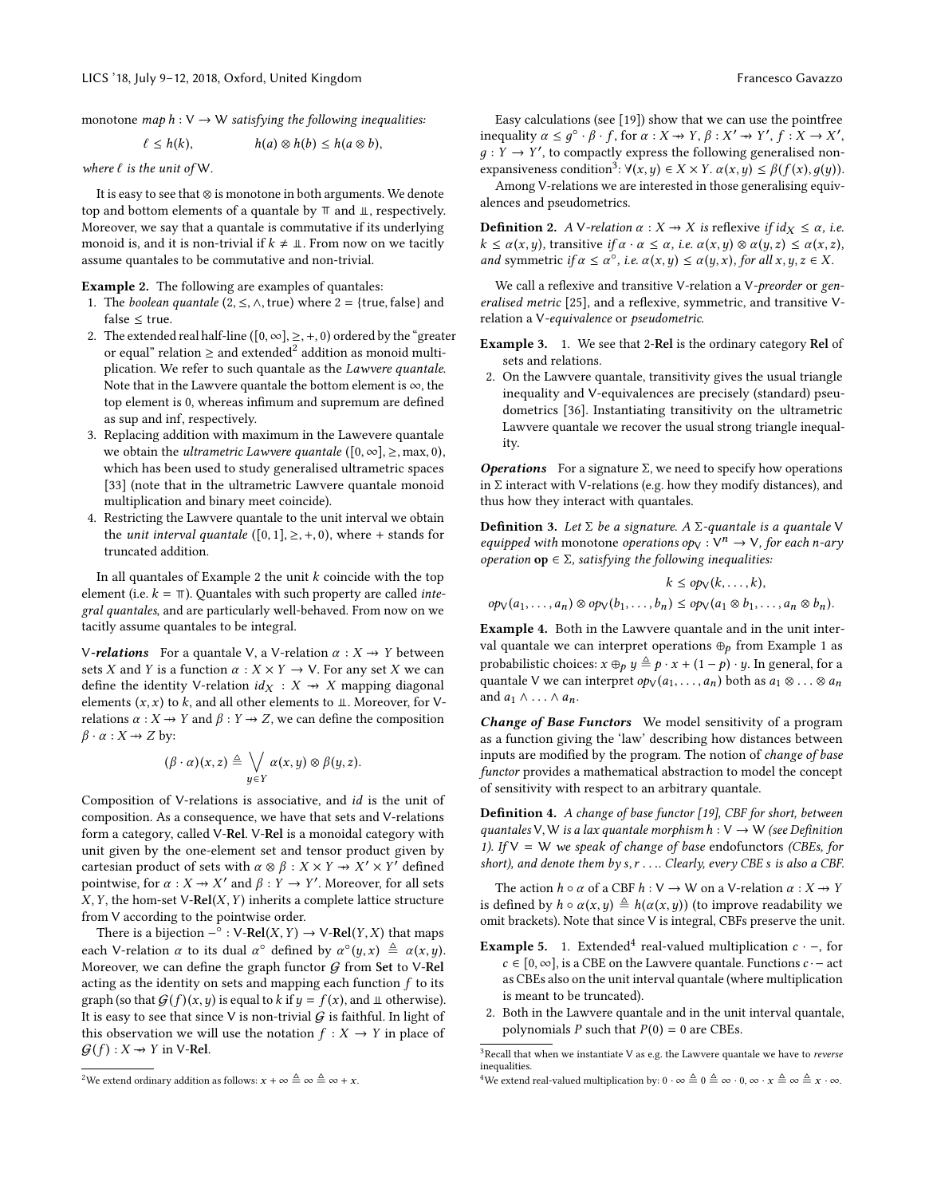monotone *map* $h : \mathsf{V} \to \mathsf{W}$ *satisfying the following inequalities:*

$$\ell \leq h(k), \qquad\qquad h(a) \otimes h(b) \leq h(a \otimes b),$$

*where* $\ell$ *is the unit of* $\mathsf{W}$.

It is easy to see that $\otimes$ is monotone in both arguments. We denote top and bottom elements of a quantale by $\top$ and $\bot$, respectively. Moreover, we say that a quantale is commutative if its underlying monoid is, and it is non-trivial if $k \neq \bot$. From now on we tacitly assume quantales to be commutative and non-trivial.

**Example 2.** The following are examples of quantales:

1. The *boolean quantale* $(2, \leq, \wedge, \mathsf{true})$ where $2 = \{\mathsf{true}, \mathsf{false}\}$ and $\mathsf{false} \leq \mathsf{true}$.
2. The extended real half-line $([0, \infty], \geq, +, 0)$ ordered by the "greater or equal" relation $\geq$ and extended[2] addition as monoid multiplication. We refer to such quantale as the *Lawvere quantale*. Note that in the Lawvere quantale the bottom element is $\infty$, the top element is $0$, whereas infimum and supremum are defined as sup and inf, respectively.
3. Replacing addition with maximum in the Lawevere quantale we obtain the *ultrametric Lawvere quantale* $([0, \infty], \geq, \max, 0)$, which has been used to study generalised ultrametric spaces [33] (note that in the ultrametric Lawvere quantale monoid multiplication and binary meet coincide).
4. Restricting the Lawvere quantale to the unit interval we obtain the *unit interval quantale* $([0, 1], \geq, +, 0)$, where $+$ stands for truncated addition.

In all quantales of Example 2 the unit $k$ coincide with the top element (i.e. $k = \top$). Quantales with such property are called *integral quantales*, and are particularly well-behaved. From now on we tacitly assume quantales to be integral.

***V-relations*** For a quantale $\mathsf{V}$, a $\mathsf{V}$-relation $\alpha : X \rightarrow Y$ between sets $X$ and $Y$ is a function $\alpha : X \times Y \to \mathsf{V}$. For any set $X$ we can define the identity $\mathsf{V}$-relation $id_X : X \rightarrow X$ mapping diagonal elements $(x, x)$ to $k$, and all other elements to $\bot$. Moreover, for $\mathsf{V}$-relations $\alpha : X \rightarrow Y$ and $\beta : Y \rightarrow Z$, we can define the composition $\beta \cdot \alpha : X \rightarrow Z$ by:

$$(\beta \cdot \alpha)(x, z) \triangleq \bigvee_{y \in Y} \alpha(x, y) \otimes \beta(y, z).$$

Composition of $\mathsf{V}$-relations is associative, and $id$ is the unit of composition. As a consequence, we have that sets and $\mathsf{V}$-relations form a category, called $\mathsf{V}$-**Rel**. $\mathsf{V}$-**Rel** is a monoidal category with unit given by the one-element set and tensor product given by cartesian product of sets with $\alpha \otimes \beta : X \times Y \rightarrow X' \times Y'$ defined pointwise, for $\alpha : X \rightarrow X'$ and $\beta : Y \rightarrow Y'$. Moreover, for all sets $X, Y$, the hom-set $\mathsf{V}$-**Rel**$(X, Y)$ inherits a complete lattice structure from $\mathsf{V}$ according to the pointwise order.

There is a bijection $-^\circ : \mathsf{V}\text{-}\mathbf{Rel}(X, Y) \to \mathsf{V}\text{-}\mathbf{Rel}(Y, X)$ that maps each $\mathsf{V}$-relation $\alpha$ to its dual $\alpha^\circ$ defined by $\alpha^\circ(y, x) \triangleq \alpha(x, y)$. Moreover, we can define the graph functor $\mathcal{G}$ from **Set** to $\mathsf{V}$-**Rel** acting as the identity on sets and mapping each function $f$ to its graph (so that $\mathcal{G}(f)(x, y)$ is equal to $k$ if $y = f(x)$, and $\bot$ otherwise). It is easy to see that since $\mathsf{V}$ is non-trivial $\mathcal{G}$ is faithful. In light of this observation we will use the notation $f : X \to Y$ in place of $\mathcal{G}(f) : X \rightarrow Y$ in $\mathsf{V}$-**Rel**.

[2] We extend ordinary addition as follows: $x + \infty \triangleq \infty \triangleq \infty + x$.

Easy calculations (see [19]) show that we can use the pointfree inequality $\alpha \leq g^\circ \cdot \beta \cdot f$, for $\alpha : X \rightarrow Y$, $\beta : X' \rightarrow Y'$, $f : X \to X'$, $g : Y \to Y'$, to compactly express the following generalised non-expansiveness condition[3]: $\forall (x, y) \in X \times Y.\ \alpha(x, y) \leq \beta(f(x), g(y))$.

Among $\mathsf{V}$-relations we are interested in those generalising equivalences and pseudometrics.

**Definition 2.** *A* $\mathsf{V}$*-relation* $\alpha : X \rightarrow X$ *is* reflexive *if* $id_X \leq \alpha$, *i.e.* $k \leq \alpha(x, y)$, transitive *if* $\alpha \cdot \alpha \leq \alpha$, *i.e.* $\alpha(x, y) \otimes \alpha(y, z) \leq \alpha(x, z)$, *and* symmetric *if* $\alpha \leq \alpha^\circ$, *i.e.* $\alpha(x, y) \leq \alpha(y, x)$, *for all* $x, y, z \in X$.

We call a reflexive and transitive $\mathsf{V}$-relation a $\mathsf{V}$-*preorder* or *generalised metric* [25], and a reflexive, symmetric, and transitive $\mathsf{V}$-relation a $\mathsf{V}$-*equivalence* or *pseudometric*.

**Example 3.**

1. We see that $2$-**Rel** is the ordinary category **Rel** of sets and relations.
2. On the Lawvere quantale, transitivity gives the usual triangle inequality and $\mathsf{V}$-equivalences are precisely (standard) pseudometrics [36]. Instantiating transitivity on the ultrametric Lawvere quantale we recover the usual strong triangle inequality.

***Operations*** For a signature $\Sigma$, we need to specify how operations in $\Sigma$ interact with $\mathsf{V}$-relations (e.g. how they modify distances), and thus how they interact with quantales.

**Definition 3.** *Let* $\Sigma$ *be a signature. A* $\Sigma$*-quantale is a quantale* $\mathsf{V}$ *equipped with* monotone *operations* $op_\mathsf{V} : \mathsf{V}^n \to \mathsf{V}$, *for each* $n$*-ary operation* $\mathbf{op} \in \Sigma$, *satisfying the following inequalities:*

$$k \leq op_\mathsf{V}(k, \ldots, k),$$
$$op_\mathsf{V}(a_1, \ldots, a_n) \otimes op_\mathsf{V}(b_1, \ldots, b_n) \leq op_\mathsf{V}(a_1 \otimes b_1, \ldots, a_n \otimes b_n).$$

**Example 4.** Both in the Lawvere quantale and in the unit interval quantale we can interpret operations $\oplus_p$ from Example 1 as probabilistic choices: $x \oplus_p y \triangleq p \cdot x + (1 - p) \cdot y$. In general, for a quantale $\mathsf{V}$ we can interpret $op_\mathsf{V}(a_1, \ldots, a_n)$ both as $a_1 \otimes \ldots \otimes a_n$ and $a_1 \wedge \ldots \wedge a_n$.

***Change of Base Functors*** We model sensitivity of a program as a function giving the 'law' describing how distances between inputs are modified by the program. The notion of *change of base functor* provides a mathematical abstraction to model the concept of sensitivity with respect to an arbitrary quantale.

**Definition 4.** *A change of base functor [19], CBF for short, between quantales* $\mathsf{V}, \mathsf{W}$ *is a lax quantale morphism* $h : \mathsf{V} \to \mathsf{W}$ *(see Definition 1). If* $\mathsf{V} = \mathsf{W}$ *we speak of change of base* endofunctors *(CBEs, for short), and denote them by* $s, r \ldots$ *Clearly, every CBE* $s$ *is also a CBF.*

The action $h \circ \alpha$ of a CBF $h : \mathsf{V} \to \mathsf{W}$ on a $\mathsf{V}$-relation $\alpha : X \rightarrow Y$ is defined by $h \circ \alpha(x, y) \triangleq h(\alpha(x, y))$ (to improve readability we omit brackets). Note that since $\mathsf{V}$ is integral, CBFs preserve the unit.

**Example 5.**

1. Extended[4] real-valued multiplication $c \cdot -$, for $c \in [0, \infty]$, is a CBE on the Lawvere quantale. Functions $c \cdot -$ act as CBEs also on the unit interval quantale (where multiplication is meant to be truncated).
2. Both in the Lawvere quantale and in the unit interval quantale, polynomials $P$ such that $P(0) = 0$ are CBEs.

[3] Recall that when we instantiate $\mathsf{V}$ as e.g. the Lawvere quantale we have to *reverse* inequalities.

[4] We extend real-valued multiplication by: $0 \cdot \infty \triangleq 0 \triangleq \infty \cdot 0$, $\infty \cdot x \triangleq \infty \triangleq x \cdot \infty$.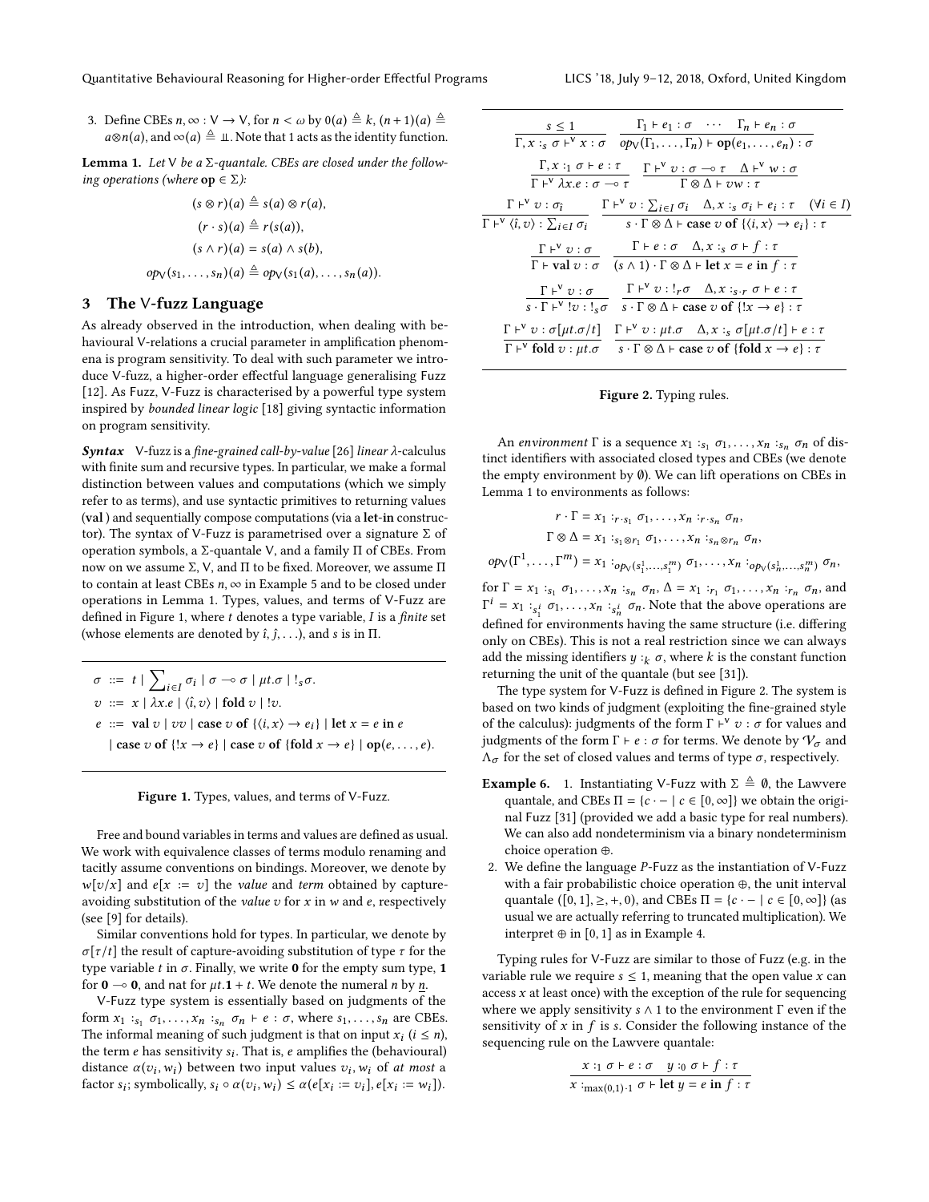3. Define CBEs $n, \infty : \mathbb{V} \to \mathbb{V}$, for $n < \omega$ by $0(a) \triangleq k$, $(n+1)(a) \triangleq a \otimes n(a)$, and $\infty(a) \triangleq \perp\!\!\!\perp$. Note that 1 acts as the identity function.

**Lemma 1.** *Let* $\mathbb{V}$ *be a* $\Sigma$*-quantale. CBEs are closed under the following operations (where* $\mathbf{op} \in \Sigma$*):*

$$(s \otimes r)(a) \triangleq s(a) \otimes r(a),$$
$$(r \cdot s)(a) \triangleq r(s(a)),$$
$$(s \wedge r)(a) = s(a) \wedge s(b),$$
$$op_{\mathbb{V}}(s_1, \ldots, s_n)(a) \triangleq op_{\mathbb{V}}(s_1(a), \ldots, s_n(a)).$$

## 3 The $\mathbb{V}$-fuzz Language

As already observed in the introduction, when dealing with behavioural $\mathbb{V}$-relations a crucial parameter in amplification phenomena is program sensitivity. To deal with such parameter we introduce $\mathbb{V}$-fuzz, a higher-order effectful language generalising Fuzz [12]. As Fuzz, $\mathbb{V}$-Fuzz is characterised by a powerful type system inspired by *bounded linear logic* [18] giving syntactic information on program sensitivity.

***Syntax*** $\mathbb{V}$-fuzz is a *fine-grained call-by-value* [26] *linear* $\lambda$-calculus with finite sum and recursive types. In particular, we make a formal distinction between values and computations (which we simply refer to as terms), and use syntactic primitives to returning values (**val** ) and sequentially compose computations (via a **let**-**in** constructor). The syntax of $\mathbb{V}$-Fuzz is parametrised over a signature $\Sigma$ of operation symbols, a $\Sigma$-quantale $\mathbb{V}$, and a family $\Pi$ of CBEs. From now on we assume $\Sigma$, $\mathbb{V}$, and $\Pi$ to be fixed. Moreover, we assume $\Pi$ to contain at least CBEs $n, \infty$ in Example 5 and to be closed under operations in Lemma 1. Types, values, and terms of $\mathbb{V}$-Fuzz are defined in Figure 1, where $t$ denotes a type variable, $I$ is a *finite* set (whose elements are denoted by $\hat{\imath}, \hat{\jmath}, \ldots$), and $s$ is in $\Pi$.

$$\sigma ::= t \mid \textstyle\sum_{i \in I} \sigma_i \mid \sigma \multimap \sigma \mid \mu t.\sigma \mid !_s\sigma.$$
$$v ::= x \mid \lambda x.e \mid \langle \hat{\imath}, v \rangle \mid \mathbf{fold}\ v \mid !v.$$
$$e ::= \mathbf{val}\ v \mid vv \mid \mathbf{case}\ v\ \mathbf{of}\ \{\langle i, x\rangle \to e_i\} \mid \mathbf{let}\ x = e\ \mathbf{in}\ e$$
$$\mid \mathbf{case}\ v\ \mathbf{of}\ \{!x \to e\} \mid \mathbf{case}\ v\ \mathbf{of}\ \{\mathbf{fold}\ x \to e\} \mid \mathbf{op}(e, \ldots, e).$$

**Figure 1.** Types, values, and terms of $\mathbb{V}$-Fuzz.

Free and bound variables in terms and values are defined as usual. We work with equivalence classes of terms modulo renaming and tacitly assume conventions on bindings. Moreover, we denote by $w[v/x]$ and $e[x := v]$ the *value* and *term* obtained by capture-avoiding substitution of the *value* $v$ for $x$ in $w$ and $e$, respectively (see [9] for details).

Similar conventions hold for types. In particular, we denote by $\sigma[\tau/t]$ the result of capture-avoiding substitution of type $\tau$ for the type variable $t$ in $\sigma$. Finally, we write $\mathbf{0}$ for the empty sum type, $\mathbf{1}$ for $\mathbf{0} \multimap \mathbf{0}$, and nat for $\mu t.\mathbf{1} + t$. We denote the numeral $n$ by $\underline{n}$.

$\mathbb{V}$-Fuzz type system is essentially based on judgments of the form $x_1 :_{s_1} \sigma_1, \ldots, x_n :_{s_n} \sigma_n \vdash e : \sigma$, where $s_1, \ldots, s_n$ are CBEs. The informal meaning of such judgment is that on input $x_i$ ($i \leq n$), the term $e$ has sensitivity $s_i$. That is, $e$ amplifies the (behavioural) distance $\alpha(v_i, w_i)$ between two input values $v_i, w_i$ of *at most* a factor $s_i$; symbolically, $s_i \circ \alpha(v_i, w_i) \leq \alpha(e[x_i := v_i], e[x_i := w_i])$.

$$\frac{s \leq 1}{\Gamma, x :_s \sigma \vdash^{\mathsf{v}} x : \sigma} \qquad \frac{\Gamma_1 \vdash e_1 : \sigma \quad \cdots \quad \Gamma_n \vdash e_n : \sigma}{op_{\mathbb{V}}(\Gamma_1, \ldots, \Gamma_n) \vdash \mathbf{op}(e_1, \ldots, e_n) : \sigma}$$

$$\frac{\Gamma, x :_1 \sigma \vdash e : \tau}{\Gamma \vdash^{\mathsf{v}} \lambda x.e : \sigma \multimap \tau} \qquad \frac{\Gamma \vdash^{\mathsf{v}} v : \sigma \multimap \tau \quad \Delta \vdash^{\mathsf{v}} w : \sigma}{\Gamma \otimes \Delta \vdash vw : \tau}$$

$$\frac{\Gamma \vdash^{\mathsf{v}} v : \sigma_{\hat{\imath}}}{\Gamma \vdash^{\mathsf{v}} \langle \hat{\imath}, v\rangle : \sum_{i \in I} \sigma_i} \qquad \frac{\Gamma \vdash^{\mathsf{v}} v : \sum_{i \in I} \sigma_i \quad \Delta, x :_s \sigma_i \vdash e_i : \tau \quad (\forall i \in I)}{s \cdot \Gamma \otimes \Delta \vdash \mathbf{case}\ v\ \mathbf{of}\ \{\langle i, x\rangle \to e_i\} : \tau}$$

$$\frac{\Gamma \vdash^{\mathsf{v}} v : \sigma}{\Gamma \vdash \mathbf{val}\ v : \sigma} \qquad \frac{\Gamma \vdash e : \sigma \quad \Delta, x :_s \sigma \vdash f : \tau}{(s \wedge 1) \cdot \Gamma \otimes \Delta \vdash \mathbf{let}\ x = e\ \mathbf{in}\ f : \tau}$$

$$\frac{\Gamma \vdash^{\mathsf{v}} v : \sigma}{s \cdot \Gamma \vdash^{\mathsf{v}} !v : !_s\sigma} \qquad \frac{\Gamma \vdash^{\mathsf{v}} v : !_r\sigma \quad \Delta, x :_{s \cdot r} \sigma \vdash e : \tau}{s \cdot \Gamma \otimes \Delta \vdash \mathbf{case}\ v\ \mathbf{of}\ \{!x \to e\} : \tau}$$

$$\frac{\Gamma \vdash^{\mathsf{v}} v : \sigma[\mu t.\sigma/t]}{\Gamma \vdash^{\mathsf{v}} \mathbf{fold}\ v : \mu t.\sigma} \qquad \frac{\Gamma \vdash^{\mathsf{v}} v : \mu t.\sigma \quad \Delta, x :_s \sigma[\mu t.\sigma/t] \vdash e : \tau}{s \cdot \Gamma \otimes \Delta \vdash \mathbf{case}\ v\ \mathbf{of}\ \{\mathbf{fold}\ x \to e\} : \tau}$$

**Figure 2.** Typing rules.

An *environment* $\Gamma$ is a sequence $x_1 :_{s_1} \sigma_1, \ldots, x_n :_{s_n} \sigma_n$ of distinct identifiers with associated closed types and CBEs (we denote the empty environment by $\emptyset$). We can lift operations on CBEs in Lemma 1 to environments as follows:

$$r \cdot \Gamma = x_1 :_{r \cdot s_1} \sigma_1, \ldots, x_n :_{r \cdot s_n} \sigma_n,$$
$$\Gamma \otimes \Delta = x_1 :_{s_1 \otimes r_1} \sigma_1, \ldots, x_n :_{s_n \otimes r_n} \sigma_n,$$
$$op_{\mathbb{V}}(\Gamma^1, \ldots, \Gamma^m) = x_1 :_{op_{\mathbb{V}}(s_1^1, \ldots, s_1^m)} \sigma_1, \ldots, x_n :_{op_{\mathbb{V}}(s_n^1, \ldots, s_n^m)} \sigma_n,$$

for $\Gamma = x_1 :_{s_1} \sigma_1, \ldots, x_n :_{s_n} \sigma_n$, $\Delta = x_1 :_{r_1} \sigma_1, \ldots, x_n :_{r_n} \sigma_n$, and $\Gamma^i = x_1 :_{s_1^i} \sigma_1, \ldots, x_n :_{s_n^i} \sigma_n$. Note that the above operations are defined for environments having the same structure (i.e. differing only on CBEs). This is not a real restriction since we can always add the missing identifiers $y :_k \sigma$, where $k$ is the constant function returning the unit of the quantale (but see [31]).

The type system for $\mathbb{V}$-Fuzz is defined in Figure 2. The system is based on two kinds of judgment (exploiting the fine-grained style of the calculus): judgments of the form $\Gamma \vdash^{\mathsf{v}} v : \sigma$ for values and judgments of the form $\Gamma \vdash e : \sigma$ for terms. We denote by $\mathcal{V}_\sigma$ and $\Lambda_\sigma$ for the set of closed values and terms of type $\sigma$, respectively.

**Example 6.**
1. Instantiating $\mathbb{V}$-Fuzz with $\Sigma \triangleq \emptyset$, the Lawvere quantale, and CBEs $\Pi = \{c \cdot - \mid c \in [0, \infty]\}$ we obtain the original Fuzz [31] (provided we add a basic type for real numbers). We can also add nondeterminism via a binary nondeterminism choice operation $\oplus$.
2. We define the language $P$-Fuzz as the instantiation of $\mathbb{V}$-Fuzz with a fair probabilistic choice operation $\oplus$, the unit interval quantale $([0, 1], \geq, +, 0)$, and CBEs $\Pi = \{c \cdot - \mid c \in [0, \infty]\}$ (as usual we are actually referring to truncated multiplication). We interpret $\oplus$ in $[0, 1]$ as in Example 4.

Typing rules for $\mathbb{V}$-Fuzz are similar to those of Fuzz (e.g. in the variable rule we require $s \leq 1$, meaning that the open value $x$ can access $x$ at least once) with the exception of the rule for sequencing where we apply sensitivity $s \wedge 1$ to the environment $\Gamma$ even if the sensitivity of $x$ in $f$ is $s$. Consider the following instance of the sequencing rule on the Lawvere quantale:

$$\frac{x :_1 \sigma \vdash e : \sigma \quad y :_0 \sigma \vdash f : \tau}{x :_{\max(0,1) \cdot 1} \sigma \vdash \mathbf{let}\ y = e\ \mathbf{in}\ f : \tau}$$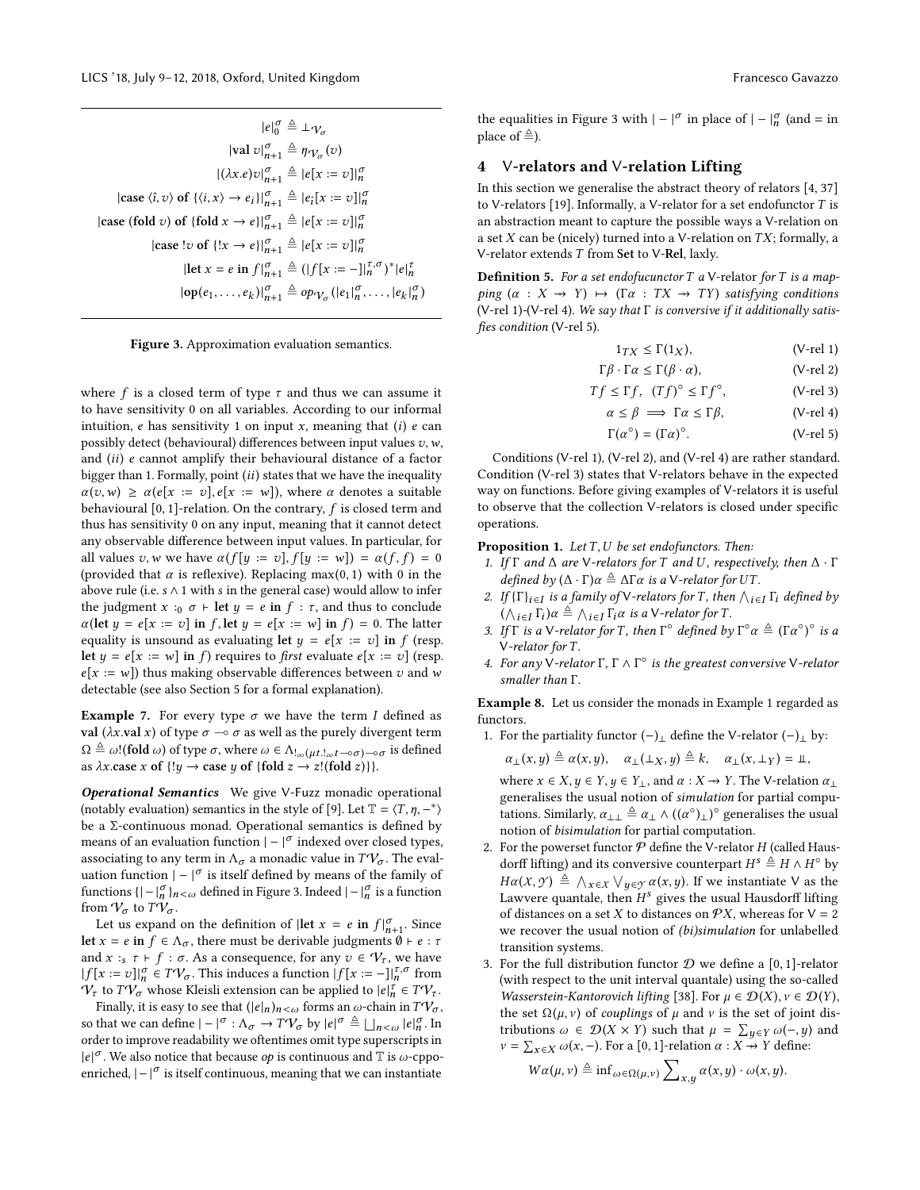$$
\begin{aligned}
|e|_0^\sigma &\triangleq \bot_{\mathcal{V}_\sigma} \\
|\mathbf{val}\ v|_{n+1}^\sigma &\triangleq \eta_{\mathcal{V}_\sigma}(v) \\
|(\lambda x.e)v|_{n+1}^\sigma &\triangleq |e[x := v]|_n^\sigma \\
|\mathbf{case}\ \langle \hat{\imath}, v\rangle\ \mathbf{of}\ \{\langle i, x\rangle \to e_i\}|_{n+1}^\sigma &\triangleq |e_{\hat{\imath}}[x := v]|_n^\sigma \\
|\mathbf{case}\ (\mathbf{fold}\ v)\ \mathbf{of}\ \{\mathbf{fold}\ x \to e\}|_{n+1}^\sigma &\triangleq |e[x := v]|_n^\sigma \\
|\mathbf{case}\ !v\ \mathbf{of}\ \{!x \to e\}|_{n+1}^\sigma &\triangleq |e[x := v]|_n^\sigma \\
|\mathbf{let}\ x = e\ \mathbf{in}\ f|_{n+1}^\sigma &\triangleq (|f[x := -]|_n^{\tau,\sigma})^* |e|_n^\tau \\
|\mathbf{op}(e_1, \ldots, e_k)|_{n+1}^\sigma &\triangleq op_{\mathcal{V}_\sigma}(|e_1|_n^\sigma, \ldots, |e_k|_n^\sigma)
\end{aligned}
$$

**Figure 3.** Approximation evaluation semantics.

where $f$ is a closed term of type $\tau$ and thus we can assume it to have sensitivity 0 on all variables. According to our informal intuition, $e$ has sensitivity 1 on input $x$, meaning that $(i)$ $e$ can possibly detect (behavioural) differences between input values $v, w$, and $(ii)$ $e$ cannot amplify their behavioural distance of a factor bigger than 1. Formally, point $(ii)$ states that we have the inequality $\alpha(v, w) \geq \alpha(e[x := v], e[x := w])$, where $\alpha$ denotes a suitable behavioural $[0, 1]$-relation. On the contrary, $f$ is closed term and thus has sensitivity 0 on any input, meaning that it cannot detect any observable difference between input values. In particular, for all values $v, w$ we have $\alpha(f[y := v], f[y := w]) = \alpha(f, f) = 0$ (provided that $\alpha$ is reflexive). Replacing $\max(0, 1)$ with 0 in the above rule (i.e. $s \wedge 1$ with $s$ in the general case) would allow to infer the judgment $x :_0 \sigma \vdash \mathbf{let}\ y = e\ \mathbf{in}\ f : \tau$, and thus to conclude $\alpha(\mathbf{let}\ y = e[x := v]\ \mathbf{in}\ f, \mathbf{let}\ y = e[x := w]\ \mathbf{in}\ f) = 0$. The latter equality is unsound as evaluating $\mathbf{let}\ y = e[x := v]\ \mathbf{in}\ f$ (resp. $\mathbf{let}\ y = e[x := w]\ \mathbf{in}\ f$) requires to *first* evaluate $e[x := v]$ (resp. $e[x := w]$) thus making observable differences between $v$ and $w$ detectable (see also Section 5 for a formal explanation).

**Example 7.** For every type $\sigma$ we have the term $I$ defined as $\mathbf{val}\ (\lambda x.\mathbf{val}\ x)$ of type $\sigma \multimap \sigma$ as well as the purely divergent term $\Omega \triangleq \omega!(\mathbf{fold}\ \omega)$ of type $\sigma$, where $\omega \in \Lambda_{!_\infty(\mu t.!_\infty t \multimap \sigma) \multimap \sigma}$ is defined as $\lambda x.\mathbf{case}\ x\ \mathbf{of}\ \{!y \to \mathbf{case}\ y\ \mathbf{of}\ \{\mathbf{fold}\ z \to z!(\mathbf{fold}\ z)\}\}$.

***Operational Semantics*** We give V-Fuzz monadic operational (notably evaluation) semantics in the style of [9]. Let $\mathbb{T} = \langle T, \eta, -^* \rangle$ be a $\Sigma$-continuous monad. Operational semantics is defined by means of an evaluation function $|-|^\sigma$ indexed over closed types, associating to any term in $\Lambda_\sigma$ a monadic value in $T\mathcal{V}_\sigma$. The evaluation function $|-|^\sigma$ is itself defined by means of the family of functions $\{|-|_n^\sigma\}_{n<\omega}$ defined in Figure 3. Indeed $|-|_n^\sigma$ is a function from $\mathcal{V}_\sigma$ to $T\mathcal{V}_\sigma$.

Let us expand on the definition of $|\mathbf{let}\ x = e\ \mathbf{in}\ f|_{n+1}^\sigma$. Since $\mathbf{let}\ x = e\ \mathbf{in}\ f \in \Lambda_\sigma$, there must be derivable judgments $\emptyset \vdash e : \tau$ and $x :_s \tau \vdash f : \sigma$. As a consequence, for any $v \in \mathcal{V}_\tau$, we have $|f[x := v]|_n^\sigma \in T\mathcal{V}_\sigma$. This induces a function $|f[x := -]|_n^{\tau,\sigma}$ from $\mathcal{V}_\tau$ to $T\mathcal{V}_\sigma$ whose Kleisli extension can be applied to $|e|_n^\tau \in T\mathcal{V}_\tau$.

Finally, it is easy to see that $(|e|_n)_{n<\omega}$ forms an $\omega$-chain in $T\mathcal{V}_\sigma$, so that we can define $|-|^\sigma : \Lambda_\sigma \to T\mathcal{V}_\sigma$ by $|e|^\sigma \triangleq \bigsqcup_{n<\omega} |e|_n^\sigma$. In order to improve readability we oftentimes omit type superscripts in $|e|^\sigma$. We also notice that because $op$ is continuous and $\mathbb{T}$ is $\omega$-cppo-enriched, $|-|^\sigma$ is itself continuous, meaning that we can instantiate the equalities in Figure 3 with $|-|^\sigma$ in place of $|-|_n^\sigma$ (and $=$ in place of $\triangleq$).

## 4 V-relators and V-relation Lifting

In this section we generalise the abstract theory of relators [4, 37] to V-relators [19]. Informally, a V-relator for a set endofunctor $T$ is an abstraction meant to capture the possible ways a V-relation on a set $X$ can be (nicely) turned into a V-relation on $TX$; formally, a V-relator extends $T$ from **Set** to V-**Rel**, laxly.

**Definition 5.** *For a set endofucuntor $T$ a V-relator for $T$ is a mapping $(\alpha : X \to Y) \mapsto (\Gamma\alpha : TX \to TY)$ satisfying conditions (V-rel 1)-(V-rel 4). We say that $\Gamma$ is conversive if it additionally satisfies condition (V-rel 5).*

$$1_{TX} \leq \Gamma(1_X), \tag{V-rel 1}$$

$$\Gamma\beta \cdot \Gamma\alpha \leq \Gamma(\beta \cdot \alpha), \tag{V-rel 2}$$

$$Tf \leq \Gamma f, \ \ (Tf)^\circ \leq \Gamma f^\circ, \tag{V-rel 3}$$

$$\alpha \leq \beta \implies \Gamma\alpha \leq \Gamma\beta, \tag{V-rel 4}$$

$$\Gamma(\alpha^\circ) = (\Gamma\alpha)^\circ. \tag{V-rel 5}$$

Conditions (V-rel 1), (V-rel 2), and (V-rel 4) are rather standard. Condition (V-rel 3) states that V-relators behave in the expected way on functions. Before giving examples of V-relators it is useful to observe that the collection V-relators is closed under specific operations.

**Proposition 1.** *Let $T, U$ be set endofunctors. Then:*

1. *If $\Gamma$ and $\Delta$ are V-relators for $T$ and $U$, respectively, then $\Delta \cdot \Gamma$ defined by $(\Delta \cdot \Gamma)\alpha \triangleq \Delta\Gamma\alpha$ is a V-relator for $UT$.*
2. *If $\{\Gamma\}_{i \in I}$ is a family of V-relators for $T$, then $\bigwedge_{i \in I} \Gamma_i$ defined by $(\bigwedge_{i \in I} \Gamma_i)\alpha \triangleq \bigwedge_{i \in I} \Gamma_i\alpha$ is a V-relator for $T$.*
3. *If $\Gamma$ is a V-relator for $T$, then $\Gamma^\circ$ defined by $\Gamma^\circ\alpha \triangleq (\Gamma\alpha^\circ)^\circ$ is a V-relator for $T$.*
4. *For any V-relator $\Gamma$, $\Gamma \wedge \Gamma^\circ$ is the greatest conversive V-relator smaller than $\Gamma$.*

**Example 8.** Let us consider the monads in Example 1 regarded as functors.

1. For the partiality functor $(-)_\bot$ define the V-relator $(-)_\bot$ by:

   $$\alpha_\bot(x, y) \triangleq \alpha(x, y), \quad \alpha_\bot(\bot_X, y) \triangleq k, \quad \alpha_\bot(x, \bot_Y) = ⫫,$$

   where $x \in X, y \in Y, y \in Y_\bot$, and $\alpha : X \to Y$. The V-relation $\alpha_\bot$ generalises the usual notion of *simulation* for partial computations. Similarly, $\alpha_{\bot\bot} \triangleq \alpha_\bot \wedge ((\alpha^\circ)_\bot)^\circ$ generalises the usual notion of *bisimulation* for partial computation.
2. For the powerset functor $\mathcal{P}$ define the V-relator $H$ (called Hausdorff lifting) and its conversive counterpart $H^s \triangleq H \wedge H^\circ$ by $H\alpha(\mathcal{X}, \mathcal{Y}) \triangleq \bigwedge_{x \in \mathcal{X}} \bigvee_{y \in \mathcal{Y}} \alpha(x, y)$. If we instantiate V as the Lawvere quantale, then $H^s$ gives the usual Hausdorff lifting of distances on a set $X$ to distances on $\mathcal{P}X$, whereas for $\mathsf{V} = 2$ we recover the usual notion of *(bi)simulation* for unlabelled transition systems.
3. For the full distribution functor $\mathcal{D}$ we define a $[0, 1]$-relator (with respect to the unit interval quantale) using the so-called *Wasserstein-Kantorovich lifting* [38]. For $\mu \in \mathcal{D}(X), \nu \in \mathcal{D}(Y)$, the set $\Omega(\mu, \nu)$ of *couplings* of $\mu$ and $\nu$ is the set of joint distributions $\omega \in \mathcal{D}(X \times Y)$ such that $\mu = \sum_{y \in Y} \omega(-, y)$ and $\nu = \sum_{x \in X} \omega(x, -)$. For a $[0, 1]$-relation $\alpha : X \to Y$ define:

   $$W\alpha(\mu, \nu) \triangleq \inf_{\omega \in \Omega(\mu, \nu)} \sum_{x, y} \alpha(x, y) \cdot \omega(x, y).$$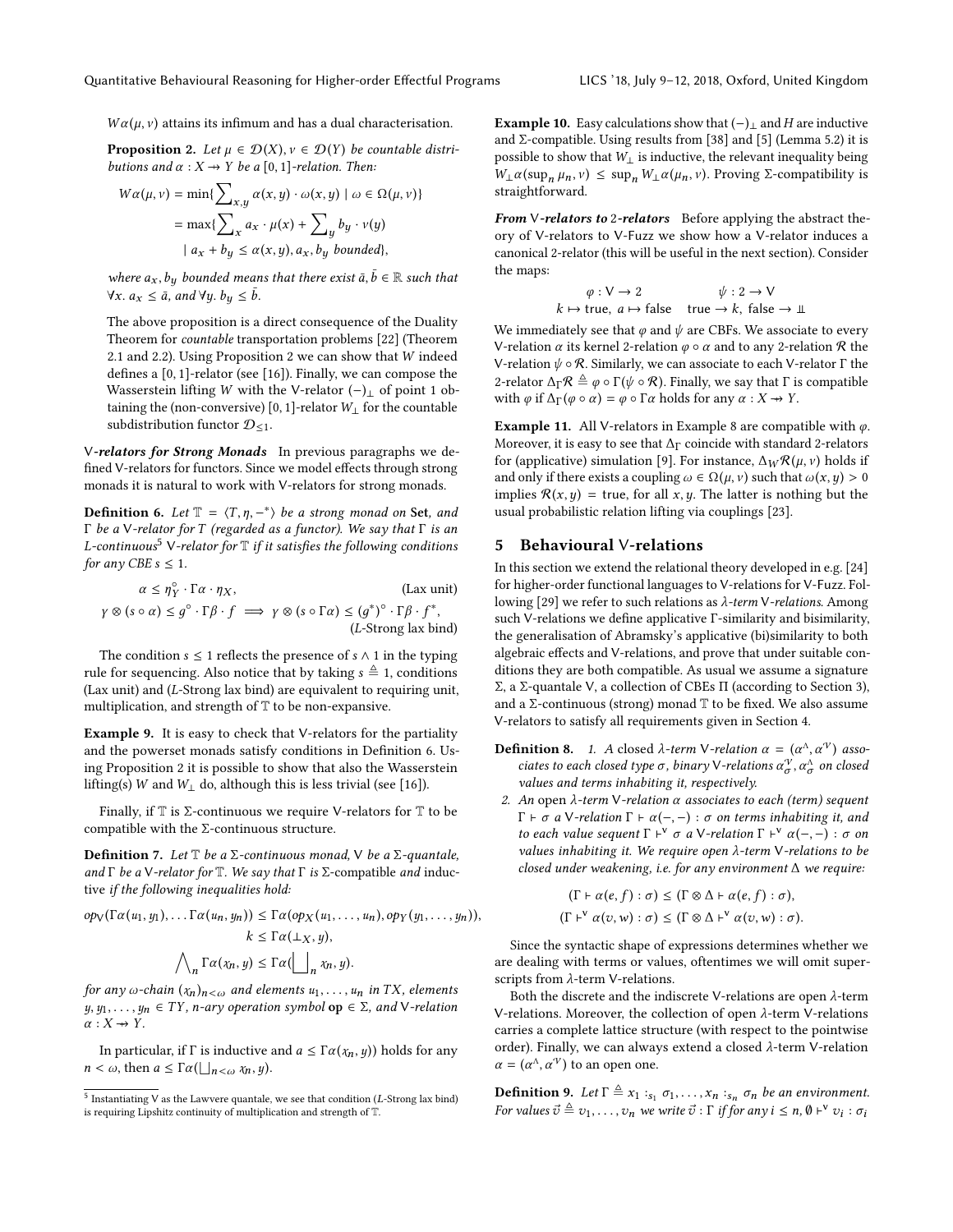$W\alpha(\mu, \nu)$ attains its infimum and has a dual characterisation.

**Proposition 2.** *Let $\mu \in \mathcal{D}(X), \nu \in \mathcal{D}(Y)$ be countable distributions and $\alpha : X \to\!\!\!\!\!\!\!\;\;\; Y$ be a $[0,1]$-relation. Then:*

$$
\begin{aligned}
W\alpha(\mu, \nu) &= \min\{\sum_{x,y} \alpha(x,y) \cdot \omega(x,y) \mid \omega \in \Omega(\mu, \nu)\} \\
&= \max\{\sum_{x} a_x \cdot \mu(x) + \sum_{y} b_y \cdot \nu(y) \\
&\qquad \mid a_x + b_y \leq \alpha(x,y), a_x, b_y \text{ bounded}\},
\end{aligned}
$$

*where $a_x, b_y$ bounded means that there exist $\bar{a}, \bar{b} \in \mathbb{R}$ such that $\forall x.\ a_x \leq \bar{a}$, and $\forall y.\ b_y \leq \bar{b}$.*

The above proposition is a direct consequence of the Duality Theorem for *countable* transportation problems [22] (Theorem 2.1 and 2.2). Using Proposition 2 we can show that $W$ indeed defines a $[0,1]$-relator (see [16]). Finally, we can compose the Wasserstein lifting $W$ with the V-relator $(-)_\perp$ of point 1 obtaining the (non-conversive) $[0,1]$-relator $W_\perp$ for the countable subdistribution functor $\mathcal{D}_{\leq 1}$.

**V-*relators for Strong Monads*** In previous paragraphs we defined V-relators for functors. Since we model effects through strong monads it is natural to work with V-relators for strong monads.

**Definition 6.** *Let $\mathbb{T} = \langle T, \eta, -^* \rangle$ be a strong monad on* **Set**, *and $\Gamma$ be a V-relator for $T$ (regarded as a functor). We say that $\Gamma$ is an L-continuous[5] V-relator for $\mathbb{T}$ if it satisfies the following conditions for any CBE $s \leq 1$.*

$$
\alpha \leq \eta_Y^\circ \cdot \Gamma\alpha \cdot \eta_X, \qquad \text{(Lax unit)}
$$

$$
\gamma \otimes (s \circ \alpha) \leq g^\circ \cdot \Gamma\beta \cdot f \implies \gamma \otimes (s \circ \Gamma\alpha) \leq (g^*)^\circ \cdot \Gamma\beta \cdot f^*, \qquad \text{($L$-Strong lax bind)}
$$

The condition $s \leq 1$ reflects the presence of $s \wedge 1$ in the typing rule for sequencing. Also notice that by taking $s \triangleq 1$, conditions (Lax unit) and ($L$-Strong lax bind) are equivalent to requiring unit, multiplication, and strength of $\mathbb{T}$ to be non-expansive.

**Example 9.** It is easy to check that V-relators for the partiality and the powerset monads satisfy conditions in Definition 6. Using Proposition 2 it is possible to show that also the Wasserstein lifting(s) $W$ and $W_\perp$ do, although this is less trivial (see [16]).

Finally, if $\mathbb{T}$ is $\Sigma$-continuous we require V-relators for $\mathbb{T}$ to be compatible with the $\Sigma$-continuous structure.

**Definition 7.** *Let $\mathbb{T}$ be a $\Sigma$-continuous monad, V be a $\Sigma$-quantale, and $\Gamma$ be a V-relator for $\mathbb{T}$. We say that $\Gamma$ is* $\Sigma$-compatible *and* inductive *if the following inequalities hold:*

$$
op_{\mathsf{V}}(\Gamma\alpha(u_1, y_1), \ldots \Gamma\alpha(u_n, y_n)) \leq \Gamma\alpha(op_X(u_1, \ldots, u_n), op_Y(y_1, \ldots, y_n)),
$$

$$
k \leq \Gamma\alpha(\perp_X, y),
$$

$$
\bigwedge_n \Gamma\alpha(x_n, y) \leq \Gamma\alpha(\bigsqcup_n x_n, y).
$$

*for any $\omega$-chain $(x_n)_{n<\omega}$ and elements $u_1, \ldots, u_n$ in $TX$, elements $y, y_1, \ldots, y_n \in TY$, $n$-ary operation symbol* $\mathbf{op} \in \Sigma$, *and V-relation $\alpha : X \to\!\!\!\!\!\!\!\;\;\; Y$.*

In particular, if $\Gamma$ is inductive and $a \leq \Gamma\alpha(x_n, y))$ holds for any $n < \omega$, then $a \leq \Gamma\alpha(\bigsqcup_{n<\omega} x_n, y)$.

[5] Instantiating V as the Lawvere quantale, we see that condition ($L$-Strong lax bind) is requiring Lipshitz continuity of multiplication and strength of $\mathbb{T}$.

**Example 10.** Easy calculations show that $(-)_\perp$ and $H$ are inductive and $\Sigma$-compatible. Using results from [38] and [5] (Lemma 5.2) it is possible to show that $W_\perp$ is inductive, the relevant inequality being $W_\perp\alpha(\sup_n \mu_n, \nu) \leq \sup_n W_\perp\alpha(\mu_n, \nu)$. Proving $\Sigma$-compatibility is straightforward.

***From* V-*relators to* 2-*relators*** Before applying the abstract theory of V-relators to V-Fuzz we show how a V-relator induces a canonical 2-relator (this will be useful in the next section). Consider the maps:

$$
\begin{array}{cc}
\varphi : \mathsf{V} \to 2 & \psi : 2 \to \mathsf{V} \\
k \mapsto \text{true},\ a \mapsto \text{false} & \text{true} \to k,\ \text{false} \to \perp\!\!\!\perp
\end{array}
$$

We immediately see that $\varphi$ and $\psi$ are CBFs. We associate to every V-relation $\alpha$ its kernel 2-relation $\varphi \circ \alpha$ and to any 2-relation $\mathcal{R}$ the V-relation $\psi \circ \mathcal{R}$. Similarly, we can associate to each V-relator $\Gamma$ the 2-relator $\Delta_\Gamma \mathcal{R} \triangleq \varphi \circ \Gamma(\psi \circ \mathcal{R})$. Finally, we say that $\Gamma$ is compatible with $\varphi$ if $\Delta_\Gamma(\varphi \circ \alpha) = \varphi \circ \Gamma\alpha$ holds for any $\alpha : X \to\!\!\!\!\!\!\!\;\;\; Y$.

**Example 11.** All V-relators in Example 8 are compatible with $\varphi$. Moreover, it is easy to see that $\Delta_\Gamma$ coincide with standard 2-relators for (applicative) simulation [9]. For instance, $\Delta_W \mathcal{R}(\mu, \nu)$ holds if and only if there exists a coupling $\omega \in \Omega(\mu, \nu)$ such that $\omega(x, y) > 0$ implies $\mathcal{R}(x, y) = \text{true}$, for all $x, y$. The latter is nothing but the usual probabilistic relation lifting via couplings [23].

## 5 Behavioural V-relations

In this section we extend the relational theory developed in e.g. [24] for higher-order functional languages to V-relations for V-Fuzz. Following [29] we refer to such relations as $\lambda$*-term* V*-relations*. Among such V-relations we define applicative $\Gamma$-similarity and bisimilarity, the generalisation of Abramsky's applicative (bi)similarity to both algebraic effects and V-relations, and prove that under suitable conditions they are both compatible. As usual we assume a signature $\Sigma$, a $\Sigma$-quantale V, a collection of CBEs $\Pi$ (according to Section 3), and a $\Sigma$-continuous (strong) monad $\mathbb{T}$ to be fixed. We also assume V-relators to satisfy all requirements given in Section 4.

**Definition 8.**
1. *A closed $\lambda$-term V-relation $\alpha = (\alpha^\Lambda, \alpha^\mathcal{V})$ associates to each closed type $\sigma$, binary V-relations $\alpha_\sigma^\mathcal{V}, \alpha_\sigma^\Lambda$ on closed values and terms inhabiting it, respectively.*
2. *An open $\lambda$-term V-relation $\alpha$ associates to each (term) sequent $\Gamma \vdash \sigma$ a V-relation $\Gamma \vdash \alpha(-,-) : \sigma$ on terms inhabiting it, and to each value sequent $\Gamma \vdash^{\mathsf{v}} \sigma$ a V-relation $\Gamma \vdash^{\mathsf{v}} \alpha(-,-) : \sigma$ on values inhabiting it. We require open $\lambda$-term V-relations to be closed under weakening, i.e. for any environment $\Delta$ we require:*

$$
(\Gamma \vdash \alpha(e, f) : \sigma) \leq (\Gamma \otimes \Delta \vdash \alpha(e, f) : \sigma),
$$

$$
(\Gamma \vdash^{\mathsf{v}} \alpha(v, w) : \sigma) \leq (\Gamma \otimes \Delta \vdash^{\mathsf{v}} \alpha(v, w) : \sigma).
$$

Since the syntactic shape of expressions determines whether we are dealing with terms or values, oftentimes we will omit superscripts from $\lambda$-term V-relations.

Both the discrete and the indiscrete V-relations are open $\lambda$-term V-relations. Moreover, the collection of open $\lambda$-term V-relations carries a complete lattice structure (with respect to the pointwise order). Finally, we can always extend a closed $\lambda$-term V-relation $\alpha = (\alpha^\Lambda, \alpha^\mathcal{V})$ to an open one.

**Definition 9.** *Let $\Gamma \triangleq x_1 :_{s_1} \sigma_1, \ldots, x_n :_{s_n} \sigma_n$ be an environment. For values $\vec{v} \triangleq v_1, \ldots, v_n$ we write $\vec{v} : \Gamma$ if for any $i \leq n$, $\emptyset \vdash^{\mathsf{v}} v_i : \sigma_i$*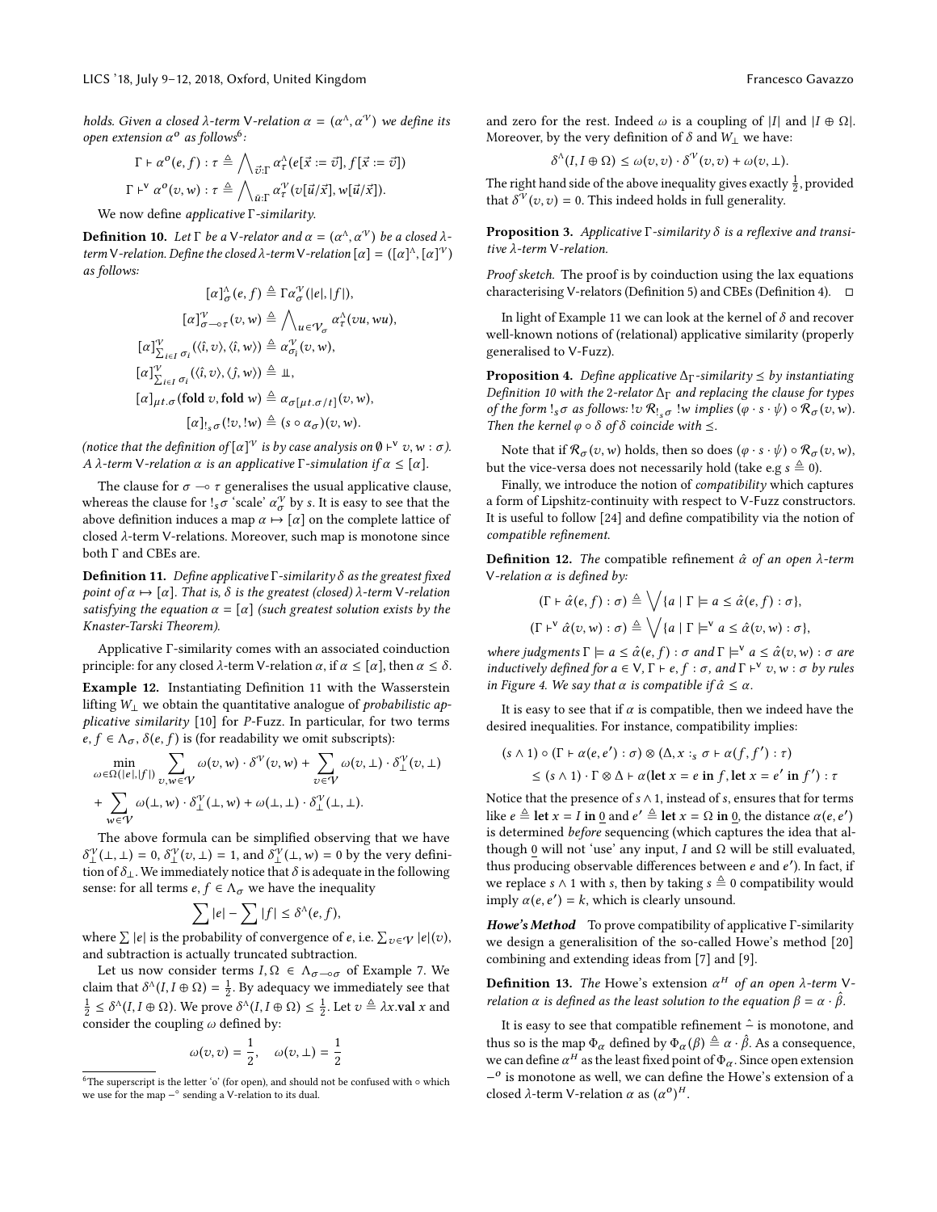holds. Given a closed λ-term V-relation $\alpha = (\alpha^\Lambda, \alpha^\mathcal{V})$ we define its open extension $\alpha^o$ as follows[6]:

$$\Gamma \vdash \alpha^o(e, f) : \tau \triangleq \bigwedge_{\vec{v}:\Gamma} \alpha^\Lambda_\tau(e[\vec{x} := \vec{v}], f[\vec{x} := \vec{v}])$$

$$\Gamma \vdash^\mathsf{v} \alpha^o(v, w) : \tau \triangleq \bigwedge_{\vec{u}:\Gamma} \alpha^\mathcal{V}_\tau(v[\vec{u}/\vec{x}], w[\vec{u}/\vec{x}]).$$

We now define *applicative* Γ*-similarity*.

**Definition 10.** *Let* Γ *be a* V*-relator and* $\alpha = (\alpha^\Lambda, \alpha^\mathcal{V})$ *be a closed λ-term* V*-relation. Define the closed λ-term* V*-relation* $[\alpha] = ([\alpha]^\Lambda, [\alpha]^\mathcal{V})$ *as follows:*

$$[\alpha]^\Lambda_\sigma(e, f) \triangleq \Gamma\alpha^\mathcal{V}_\sigma(|e|, |f|),$$

$$[\alpha]^\mathcal{V}_{\sigma \multimap \tau}(v, w) \triangleq \bigwedge_{u \in \mathcal{V}_\sigma} \alpha^\Lambda_\tau(vu, wu),$$

$$[\alpha]^\mathcal{V}_{\sum_{i\in I}\sigma_i}(\langle\hat{\imath}, v\rangle, \langle\hat{\imath}, w\rangle) \triangleq \alpha^\mathcal{V}_{\sigma_i}(v, w),$$

$$[\alpha]^\mathcal{V}_{\sum_{i\in I}\sigma_i}(\langle\hat{\imath}, v\rangle, \langle\hat{\jmath}, w\rangle) \triangleq \bot\!\!\!\bot,$$

$$[\alpha]_{\mu t.\sigma}(\mathbf{fold}\ v, \mathbf{fold}\ w) \triangleq \alpha_{\sigma[\mu t.\sigma/t]}(v, w),$$

$$[\alpha]_{!_s\sigma}(!v, !w) \triangleq (s \circ \alpha_\sigma)(v, w).$$

*(notice that the definition of* $[\alpha]^\mathcal{V}$ *is by case analysis on* $\emptyset \vdash^\mathsf{v} v, w : \sigma$*). A λ-term* V*-relation* α *is an applicative* Γ*-simulation if* $\alpha \leq [\alpha]$.

The clause for $\sigma \multimap \tau$ generalises the usual applicative clause, whereas the clause for $!_s\sigma$ 'scale' $\alpha^\mathcal{V}_\sigma$ by $s$. It is easy to see that the above definition induces a map $\alpha \mapsto [\alpha]$ on the complete lattice of closed λ-term V-relations. Moreover, such map is monotone since both Γ and CBEs are.

**Definition 11.** *Define applicative* Γ*-similarity* δ *as the greatest fixed point of* $\alpha \mapsto [\alpha]$*. That is,* δ *is the greatest (closed) λ-term* V*-relation satisfying the equation* $\alpha = [\alpha]$ *(such greatest solution exists by the Knaster-Tarski Theorem).*

Applicative Γ-similarity comes with an associated coinduction principle: for any closed λ-term V-relation α, if $\alpha \leq [\alpha]$, then $\alpha \leq \delta$.

**Example 12.** Instantiating Definition 11 with the Wasserstein lifting $W_\bot$ we obtain the quantitative analogue of *probabilistic applicative similarity* [10] for *P*-Fuzz. In particular, for two terms $e, f \in \Lambda_\sigma$, $\delta(e, f)$ is (for readability we omit subscripts):

$$\min_{\omega\in\Omega(|e|,|f|)} \sum_{v,w\in\mathcal{V}} \omega(v, w) \cdot \delta^\mathcal{V}(v, w) + \sum_{v\in\mathcal{V}} \omega(v, \bot) \cdot \delta^\mathcal{V}_\bot(v, \bot)$$
$$+ \sum_{w\in\mathcal{V}} \omega(\bot, w) \cdot \delta^\mathcal{V}_\bot(\bot, w) + \omega(\bot, \bot) \cdot \delta^\mathcal{V}_\bot(\bot, \bot).$$

The above formula can be simplified observing that we have $\delta^\mathcal{V}_\bot(\bot, \bot) = 0$, $\delta^\mathcal{V}_\bot(v, \bot) = 1$, and $\delta^\mathcal{V}_\bot(\bot, w) = 0$ by the very definition of $\delta_\bot$. We immediately notice that δ is adequate in the following sense: for all terms $e, f \in \Lambda_\sigma$ we have the inequality

$$\sum |e| - \sum |f| \leq \delta^\Lambda(e, f),$$

where $\sum |e|$ is the probability of convergence of $e$, i.e. $\sum_{v\in\mathcal{V}} |e|(v)$, and subtraction is actually truncated subtraction.

Let us now consider terms $I, \Omega \in \Lambda_{\sigma\multimap\sigma}$ of Example 7. We claim that $\delta^\Lambda(I, I \oplus \Omega) = \frac{1}{2}$. By adequacy we immediately see that $\frac{1}{2} \leq \delta^\Lambda(I, I \oplus \Omega)$. We prove $\delta^\Lambda(I, I \oplus \Omega) \leq \frac{1}{2}$. Let $v \triangleq \lambda x.\mathbf{val}\ x$ and consider the coupling ω defined by:

$$\omega(v, v) = \frac{1}{2}, \quad \omega(v, \bot) = \frac{1}{2}$$

and zero for the rest. Indeed ω is a coupling of $|I|$ and $|I \oplus \Omega|$. Moreover, by the very definition of δ and $W_\bot$ we have:

$$\delta^\Lambda(I, I \oplus \Omega) \leq \omega(v, v) \cdot \delta^\mathcal{V}(v, v) + \omega(v, \bot).$$

The right hand side of the above inequality gives exactly $\frac{1}{2}$, provided that $\delta^\mathcal{V}(v, v) = 0$. This indeed holds in full generality.

**Proposition 3.** *Applicative* Γ*-similarity* δ *is a reflexive and transitive λ-term* V*-relation.*

*Proof sketch.* The proof is by coinduction using the lax equations characterising V-relators (Definition 5) and CBEs (Definition 4). □

In light of Example 11 we can look at the kernel of δ and recover well-known notions of (relational) applicative similarity (properly generalised to V-Fuzz).

**Proposition 4.** *Define applicative* $\Delta_\Gamma$*-similarity* ≤ *by instantiating Definition 10 with the 2-relator* $\Delta_\Gamma$ *and replacing the clause for types of the form* $!_s\sigma$ *as follows:* $!v\ \mathcal{R}_{!_s\sigma}\ !w$ *implies* $(\varphi \cdot s \cdot \psi) \circ \mathcal{R}_\sigma(v, w)$*. Then the kernel* $\varphi \circ \delta$ *of* δ *coincide with* ≤*.*

Note that if $\mathcal{R}_\sigma(v, w)$ holds, then so does $(\varphi \cdot s \cdot \psi) \circ \mathcal{R}_\sigma(v, w)$, but the vice-versa does not necessarily hold (take e.g $s \triangleq 0$).

Finally, we introduce the notion of *compatibility* which captures a form of Lipshitz-continuity with respect to V-Fuzz constructors. It is useful to follow [24] and define compatibility via the notion of *compatible refinement*.

**Definition 12.** *The* compatible refinement $\hat{\alpha}$ *of an open λ-term* V*-relation* α *is defined by:*

$$(\Gamma \vdash \hat{\alpha}(e, f) : \sigma) \triangleq \bigvee\{a \mid \Gamma \models a \leq \hat{\alpha}(e, f) : \sigma\},$$

$$(\Gamma \vdash^\mathsf{v} \hat{\alpha}(v, w) : \sigma) \triangleq \bigvee\{a \mid \Gamma \models^\mathsf{v} a \leq \hat{\alpha}(v, w) : \sigma\},$$

*where judgments* $\Gamma \models a \leq \hat{\alpha}(e, f) : \sigma$ *and* $\Gamma \models^\mathsf{v} a \leq \hat{\alpha}(v, w) : \sigma$ *are inductively defined for* $a \in$ V, $\Gamma \vdash e, f : \sigma$*, and* $\Gamma \vdash^\mathsf{v} v, w : \sigma$ *by rules in Figure 4. We say that* α *is compatible if* $\hat{\alpha} \leq \alpha$*.*

It is easy to see that if α is compatible, then we indeed have the desired inequalities. For instance, compatibility implies:

$$(s \wedge 1) \circ (\Gamma \vdash \alpha(e, e') : \sigma) \otimes (\Delta, x :_s \sigma \vdash \alpha(f, f') : \tau)$$
$$\leq (s \wedge 1) \cdot \Gamma \otimes \Delta \vdash \alpha(\mathbf{let}\ x = e\ \mathbf{in}\ f, \mathbf{let}\ x = e'\ \mathbf{in}\ f') : \tau$$

Notice that the presence of $s \wedge 1$, instead of $s$, ensures that for terms like $e \triangleq \mathbf{let}\ x = I\ \mathbf{in}\ \underline{0}$ and $e' \triangleq \mathbf{let}\ x = \Omega\ \mathbf{in}\ \underline{0}$, the distance $\alpha(e, e')$ is determined *before* sequencing (which captures the idea that although $\underline{0}$ will not 'use' any input, $I$ and Ω will be still evaluated, thus producing observable differences between $e$ and $e'$). In fact, if we replace $s \wedge 1$ with $s$, then by taking $s \triangleq 0$ compatibility would imply $\alpha(e, e') = k$, which is clearly unsound.

***Howe's Method*** To prove compatibility of applicative Γ-similarity we design a generalisition of the so-called Howe's method [20] combining and extending ideas from [7] and [9].

**Definition 13.** *The* Howe's extension $\alpha^H$ *of an open λ-term* V*-relation* α *is defined as the least solution to the equation* $\beta = \alpha \cdot \hat{\beta}$*.*

It is easy to see that compatible refinement $\hat{-}$ is monotone, and thus so is the map $\Phi_\alpha$ defined by $\Phi_\alpha(\beta) \triangleq \alpha \cdot \hat{\beta}$. As a consequence, we can define $\alpha^H$ as the least fixed point of $\Phi_\alpha$. Since open extension $-^o$ is monotone as well, we can define the Howe's extension of a closed λ-term V-relation α as $(\alpha^o)^H$.

[6] The superscript is the letter 'o' (for open), and should not be confused with ∘ which we use for the map $-^\circ$ sending a V-relation to its dual.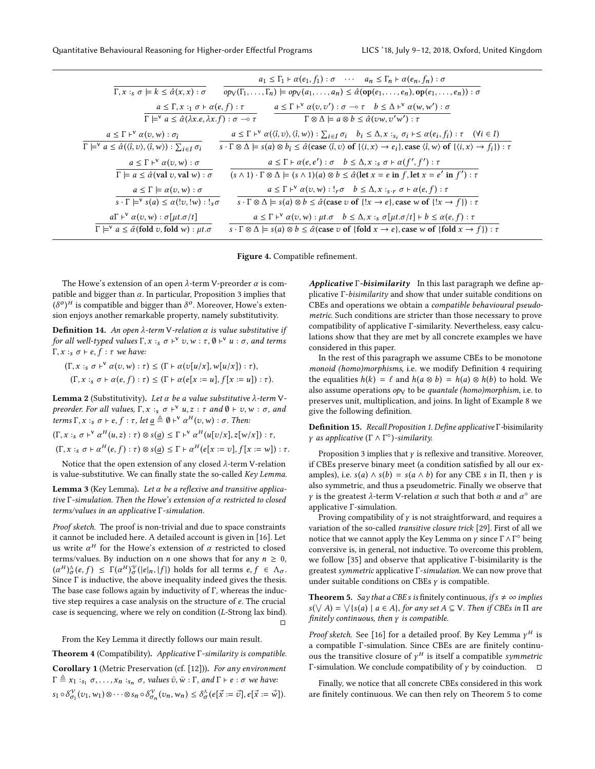$$\frac{}{\Gamma, x :_s \sigma \models k \leq \hat{\alpha}(x, x) : \sigma} \qquad \frac{a_1 \leq \Gamma_1 \vdash \alpha(e_1, f_1) : \sigma \quad \cdots \quad a_n \leq \Gamma_n \vdash \alpha(e_n, f_n) : \sigma}{op_{\mathsf{V}}(\Gamma_1, \ldots, \Gamma_n) \models op_{\mathsf{V}}(a_1, \ldots, a_n) \leq \hat{\alpha}(\mathbf{op}(e_1, \ldots, e_n), \mathbf{op}(e_1, \ldots, e_n)) : \sigma}$$

$$\frac{a \leq \Gamma, x :_1 \sigma \vdash \alpha(e, f) : \tau}{\Gamma \models^{\mathsf{v}} a \leq \hat{\alpha}(\lambda x.e, \lambda x.f) : \sigma \multimap \tau} \qquad \frac{a \leq \Gamma \vdash^{\mathsf{v}} \alpha(v, v') : \sigma \multimap \tau \quad b \leq \Delta \vdash^{\mathsf{v}} \alpha(w, w') : \sigma}{\Gamma \otimes \Delta \models a \otimes b \leq \hat{\alpha}(vw, v'w') : \tau}$$

$$\frac{a \leq \Gamma \vdash^{\mathsf{v}} \alpha(v, w) : \sigma_{\hat{\imath}}}{\Gamma \models^{\mathsf{v}} a \leq \hat{\alpha}(\langle \hat{\imath}, v \rangle, \langle \hat{\imath}, w \rangle) : \sum_{i \in I} \sigma_i} \qquad \frac{a \leq \Gamma \vdash^{\mathsf{v}} \alpha(\langle \hat{\imath}, v \rangle, \langle \hat{\imath}, w \rangle) : \sum_{i \in I} \sigma_i \quad b_i \leq \Delta, x :_{s_i} \sigma_i \vdash \leq \alpha(e_i, f_i) : \tau \quad (\forall i \in I)}{s \cdot \Gamma \otimes \Delta \models s(a) \otimes b_{\hat{\imath}} \leq \hat{\alpha}(\mathbf{case}\ \langle \hat{\imath}, v \rangle\ \mathbf{of}\ \{\langle i, x \rangle \to e_i\}, \mathbf{case}\ \langle \hat{\imath}, w \rangle\ \mathbf{of}\ \{\langle i, x \rangle \to f_i\}) : \tau}$$

$$\frac{a \leq \Gamma \vdash^{\mathsf{v}} \alpha(v, w) : \sigma}{\Gamma \models a \leq \hat{\alpha}(\mathbf{val}\ v, \mathbf{val}\ w) : \sigma} \qquad \frac{a \leq \Gamma \vdash \alpha(e, e') : \sigma \quad b \leq \Delta, x :_s \sigma \vdash \alpha(f', f') : \tau}{(s \wedge 1) \cdot \Gamma \otimes \Delta \models (s \wedge 1)(a) \otimes b \leq \hat{\alpha}(\mathbf{let}\ x = e\ \mathbf{in}\ f, \mathbf{let}\ x = e'\ \mathbf{in}\ f') : \tau}$$

$$\frac{a \leq \Gamma \models \alpha(v, w) : \sigma}{s \cdot \Gamma \models^{\mathsf{v}} s(a) \leq \alpha(!v, !w) : !_s \sigma} \qquad \frac{a \leq \Gamma \vdash^{\mathsf{v}} \alpha(v, w) : !_r \sigma \quad b \leq \Delta, x :_{s \cdot r} \sigma \vdash \alpha(e, f) : \tau}{s \cdot \Gamma \otimes \Delta \models s(a) \otimes b \leq \hat{\alpha}(\mathbf{case}\ v\ \mathbf{of}\ \{!x \to e\}, \mathbf{case}\ w\ \mathbf{of}\ \{!x \to f\}) : \tau}$$

$$\frac{a\Gamma \vdash^{\mathsf{v}} \alpha(v, w) : \sigma[\mu t.\sigma/t]}{\Gamma \models^{\mathsf{v}} a \leq \hat{\alpha}(\mathbf{fold}\ v, \mathbf{fold}\ w) : \mu t.\sigma} \qquad \frac{a \leq \Gamma \vdash^{\mathsf{v}} \alpha(v, w) : \mu t.\sigma \quad b \leq \Delta, x :_s \sigma[\mu t.\sigma/t] \vdash b \leq \alpha(e, f) : \tau}{s \cdot \Gamma \otimes \Delta \models s(a) \otimes b \leq \hat{\alpha}(\mathbf{case}\ v\ \mathbf{of}\ \{\mathbf{fold}\ x \to e\}, \mathbf{case}\ w\ \mathbf{of}\ \{\mathbf{fold}\ x \to f\}) : \tau}$$

**Figure 4.** Compatible refinement.

The Howe's extension of an open $\lambda$-term V-preorder $\alpha$ is compatible and bigger than $\alpha$. In particular, Proposition 3 implies that $(\delta^o)^H$ is compatible and bigger than $\delta^o$. Moreover, Howe's extension enjoys another remarkable property, namely substitutivity.

**Definition 14.** *An open $\lambda$-term* V*-relation $\alpha$ is value substitutive if for all well-typed values $\Gamma, x :_s \sigma \vdash^{\mathsf{v}} v, w : \tau$, $\emptyset \vdash^{\mathsf{v}} u : \sigma$, and terms $\Gamma, x :_s \sigma \vdash e, f : \tau$ we have:*

$$(\Gamma, x :_s \sigma \vdash^{\mathsf{v}} \alpha(v, w) : \tau) \leq (\Gamma \vdash \alpha(v[u/x], w[u/x]) : \tau),$$
$$(\Gamma, x :_s \sigma \vdash \alpha(e, f) : \tau) \leq (\Gamma \vdash \alpha(e[x := u], f[x := u]) : \tau).$$

**Lemma 2** (Substitutivity)**.** *Let $\alpha$ be a value substitutive $\lambda$-term* V*-preorder. For all values, $\Gamma, x :_s \sigma \vdash^{\mathsf{v}} u, z : \tau$ and $\emptyset \vdash v, w : \sigma$, and terms $\Gamma, x :_s \sigma \vdash e, f : \tau$, let $\underline{a} \triangleq \emptyset \vdash^{\mathsf{v}} \alpha^H(v, w) : \sigma$. Then:*

$$(\Gamma, x :_s \sigma \vdash^{\mathsf{v}} \alpha^H(u, z) : \tau) \otimes s(\underline{a}) \leq \Gamma \vdash^{\mathsf{v}} \alpha^H(u[v/x], z[w/x]) : \tau,$$
$$(\Gamma, x :_s \sigma \vdash \alpha^H(e, f) : \tau) \otimes s(\underline{a}) \leq \Gamma \vdash \alpha^H(e[x := v], f[x := w]) : \tau.$$

Notice that the open extension of any closed $\lambda$-term V-relation is value-substitutive. We can finally state the so-called *Key Lemma*.

**Lemma 3** (Key Lemma)**.** *Let $\alpha$ be a reflexive and transitive applicative $\Gamma$-simulation. Then the Howe's extension of $\alpha$ restricted to closed terms/values in an applicative $\Gamma$-simulation.*

*Proof sketch.* The proof is non-trivial and due to space constraints it cannot be included here. A detailed account is given in [16]. Let us write $\alpha^H$ for the Howe's extension of $\alpha$ restricted to closed terms/values. By induction on $n$ one shows that for any $n \geq 0$, $(\alpha^H)^{\Lambda}_{\sigma}(e, f) \leq \Gamma(\alpha^H)^{\mathcal{V}}_{\sigma}(|e|_n, |f|)$ holds for all terms $e, f \in \Lambda_\sigma$. Since $\Gamma$ is inductive, the above inequality indeed gives the thesis. The base case follows again by inductivity of $\Gamma$, whereas the inductive step requires a case analysis on the structure of $e$. The crucial case is sequencing, where we rely on condition (*L*-Strong lax bind). $\square$

From the Key Lemma it directly follows our main result.

**Theorem 4** (Compatibility)**.** *Applicative $\Gamma$-similarity is compatible.*

**Corollary 1** (Metric Preservation (cf. [12]))**.** *For any environment $\Gamma \triangleq x_1 :_{s_1} \sigma, \ldots, x_n :_{s_n} \sigma$, values $\bar{v}, \bar{w} : \Gamma$, and $\Gamma \vdash e : \sigma$ we have:*

$$s_1 \circ \delta^{\mathcal{V}}_{\sigma_1}(v_1, w_1) \otimes \cdots \otimes s_n \circ \delta^{\mathcal{V}}_{\sigma_n}(v_n, w_n) \leq \delta^{\Lambda}_{\sigma}(e[\vec{x} := \vec{v}], e[\vec{x} := \vec{w}]).$$

***Applicative* $\Gamma$*-bisimilarity*** In this last paragraph we define applicative $\Gamma$-*bisimilarity* and show that under suitable conditions on CBEs and operations we obtain a *compatible behavioural pseudometric*. Such conditions are stricter than those necessary to prove compatibility of applicative $\Gamma$-similarity. Nevertheless, easy calculations show that they are met by all concrete examples we have considered in this paper.

In the rest of this paragraph we assume CBEs to be monotone *monoid (homo)morphisms*, i.e. we modify Definition 4 requiring the equalities $h(k) = \ell$ and $h(a \otimes b) = h(a) \otimes h(b)$ to hold. We also assume operations $op_{\mathsf{V}}$ to be *quantale (homo)morphism*, i.e. to preserves unit, multiplication, and joins. In light of Example 8 we give the following definition.

**Definition 15.** *Recall Proposition 1. Define applicative* $\Gamma$-bisimilarity *$\gamma$ as applicative $(\Gamma \wedge \Gamma^\circ)$-similarity.*

Proposition 3 implies that $\gamma$ is reflexive and transitive. Moreover, if CBEs preserve binary meet (a condition satisfied by all our examples), i.e. $s(a) \wedge s(b) = s(a \wedge b)$ for any CBE $s$ in $\Pi$, then $\gamma$ is also symmetric, and thus a pseudometric. Finally we observe that $\gamma$ is the greatest $\lambda$-term V-relation $\alpha$ such that both $\alpha$ and $\alpha^\circ$ are applicative $\Gamma$-simulation.

Proving compatibility of $\gamma$ is not straightforward, and requires a variation of the so-called *transitive closure trick* [29]. First of all we notice that we cannot apply the Key Lemma on $\gamma$ since $\Gamma \wedge \Gamma^\circ$ being conversive is, in general, not inductive. To overcome this problem, we follow [35] and observe that applicative $\Gamma$-bisimilarity is the greatest *symmetric* applicative $\Gamma$-*simulation*. We can now prove that under suitable conditions on CBEs $\gamma$ is compatible.

**Theorem 5.** *Say that a CBE $s$ is* finitely continuous*, if $s \neq \infty$ implies $s(\bigvee A) = \bigvee \{s(a) \mid a \in A\}$, for any set $A \subseteq$ V. Then if CBEs in $\Pi$ are finitely continuous, then $\gamma$ is compatible.*

*Proof sketch.* See [16] for a detailed proof. By Key Lemma $\gamma^H$ is a compatible $\Gamma$-simulation. Since CBEs are are finitely continuous the transitive closure of $\gamma^H$ is itself a compatible *symmetric* $\Gamma$-simulation. We conclude compatibility of $\gamma$ by coinduction. $\square$

Finally, we notice that all concrete CBEs considered in this work are finitely continuous. We can then rely on Theorem 5 to come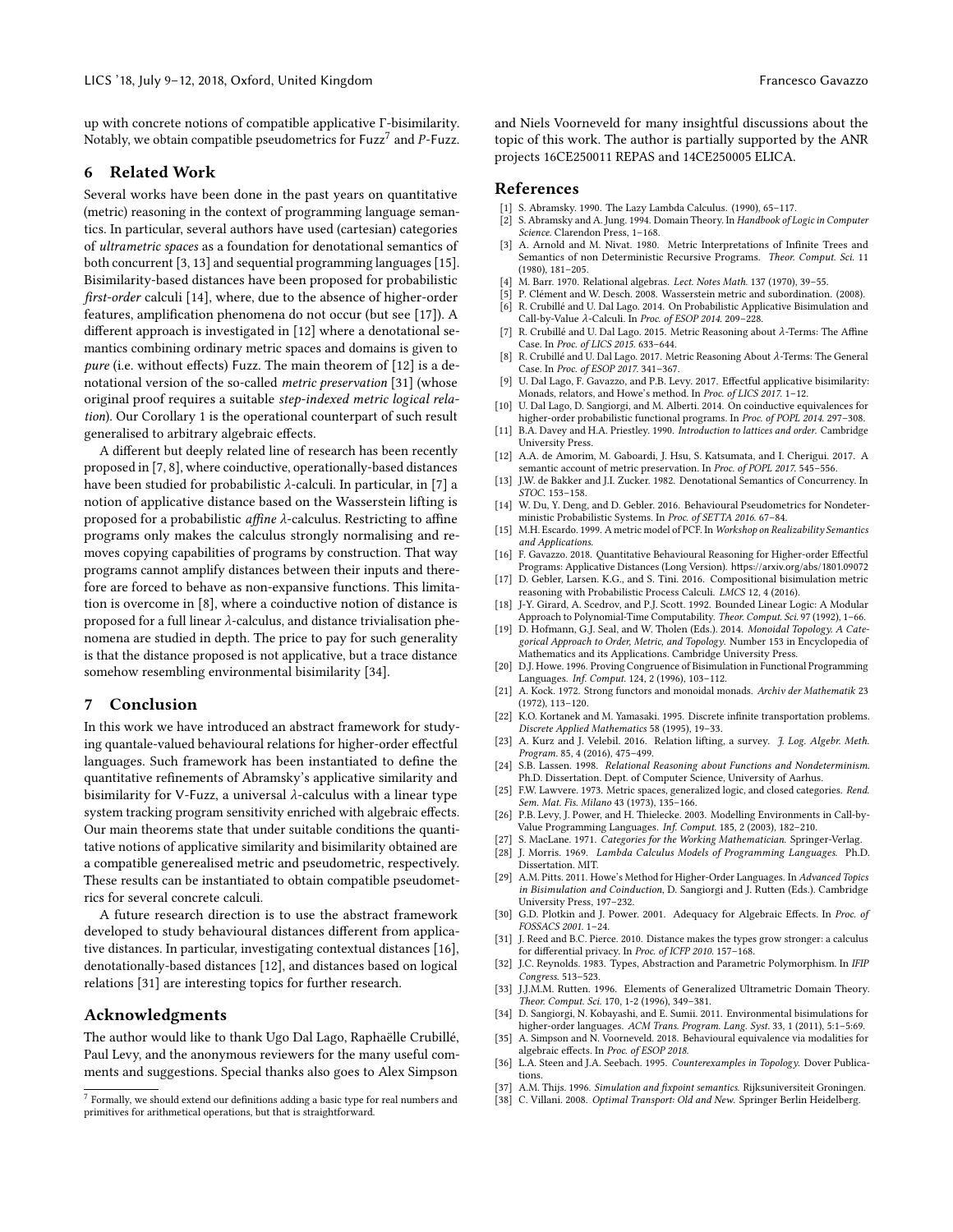up with concrete notions of compatible applicative Γ-bisimilarity. Notably, we obtain compatible pseudometrics for Fuzz[7] and *P*-Fuzz.

## 6 Related Work

Several works have been done in the past years on quantitative (metric) reasoning in the context of programming language semantics. In particular, several authors have used (cartesian) categories of *ultrametric spaces* as a foundation for denotational semantics of both concurrent [3, 13] and sequential programming languages [15]. Bisimilarity-based distances have been proposed for probabilistic *first-order* calculi [14], where, due to the absence of higher-order features, amplification phenomena do not occur (but see [17]). A different approach is investigated in [12] where a denotational semantics combining ordinary metric spaces and domains is given to *pure* (i.e. without effects) Fuzz. The main theorem of [12] is a denotational version of the so-called *metric preservation* [31] (whose original proof requires a suitable *step-indexed metric logical relation*). Our Corollary 1 is the operational counterpart of such result generalised to arbitrary algebraic effects.

A different but deeply related line of research has been recently proposed in [7, 8], where coinductive, operationally-based distances have been studied for probabilistic λ-calculi. In particular, in [7] a notion of applicative distance based on the Wasserstein lifting is proposed for a probabilistic *affine* λ-calculus. Restricting to affine programs only makes the calculus strongly normalising and removes copying capabilities of programs by construction. That way programs cannot amplify distances between their inputs and therefore are forced to behave as non-expansive functions. This limitation is overcome in [8], where a coinductive notion of distance is proposed for a full linear λ-calculus, and distance trivialisation phenomena are studied in depth. The price to pay for such generality is that the distance proposed is not applicative, but a trace distance somehow resembling environmental bisimilarity [34].

## 7 Conclusion

In this work we have introduced an abstract framework for studying quantale-valued behavioural relations for higher-order effectful languages. Such framework has been instantiated to define the quantitative refinements of Abramsky's applicative similarity and bisimilarity for V-Fuzz, a universal λ-calculus with a linear type system tracking program sensitivity enriched with algebraic effects. Our main theorems state that under suitable conditions the quantitative notions of applicative similarity and bisimilarity obtained are a compatible generealised metric and pseudometric, respectively. These results can be instantiated to obtain compatible pseudometrics for several concrete calculi.

A future research direction is to use the abstract framework developed to study behavioural distances different from applicative distances. In particular, investigating contextual distances [16], denotationally-based distances [12], and distances based on logical relations [31] are interesting topics for further research.

## Acknowledgments

The author would like to thank Ugo Dal Lago, Raphaëlle Crubillé, Paul Levy, and the anonymous reviewers for the many useful comments and suggestions. Special thanks also goes to Alex Simpson and Niels Voorneveld for many insightful discussions about the topic of this work. The author is partially supported by the ANR projects 16CE250011 REPAS and 14CE250005 ELICA.

[7] Formally, we should extend our definitions adding a basic type for real numbers and primitives for arithmetical operations, but that is straightforward.

## References

- [1] S. Abramsky. 1990. The Lazy Lambda Calculus. (1990), 65–117.
- [2] S. Abramsky and A. Jung. 1994. Domain Theory. In *Handbook of Logic in Computer Science*. Clarendon Press, 1–168.
- [3] A. Arnold and M. Nivat. 1980. Metric Interpretations of Infinite Trees and Semantics of non Deterministic Recursive Programs. *Theor. Comput. Sci.* 11 (1980), 181–205.
- [4] M. Barr. 1970. Relational algebras. *Lect. Notes Math.* 137 (1970), 39–55.
- [5] P. Clément and W. Desch. 2008. Wasserstein metric and subordination. (2008).
- [6] R. Crubillé and U. Dal Lago. 2014. On Probabilistic Applicative Bisimulation and Call-by-Value λ-Calculi. In *Proc. of ESOP 2014*. 209–228.
- [7] R. Crubillé and U. Dal Lago. 2015. Metric Reasoning about λ-Terms: The Affine Case. In *Proc. of LICS 2015*. 633–644.
- [8] R. Crubillé and U. Dal Lago. 2017. Metric Reasoning About λ-Terms: The General Case. In *Proc. of ESOP 2017*. 341–367.
- [9] U. Dal Lago, F. Gavazzo, and P.B. Levy. 2017. Effectful applicative bisimilarity: Monads, relators, and Howe's method. In *Proc. of LICS 2017*. 1–12.
- [10] U. Dal Lago, D. Sangiorgi, and M. Alberti. 2014. On coinductive equivalences for higher-order probabilistic functional programs. In *Proc. of POPL 2014*. 297–308.
- [11] B.A. Davey and H.A. Priestley. 1990. *Introduction to lattices and order.* Cambridge University Press.
- [12] A.A. de Amorim, M. Gaboardi, J. Hsu, S. Katsumata, and I. Cherigui. 2017. A semantic account of metric preservation. In *Proc. of POPL 2017*. 545–556.
- [13] J.W. de Bakker and J.I. Zucker. 1982. Denotational Semantics of Concurrency. In *STOC*. 153–158.
- [14] W. Du, Y. Deng, and D. Gebler. 2016. Behavioural Pseudometrics for Nondeterministic Probabilistic Systems. In *Proc. of SETTA 2016*. 67–84.
- [15] M.H. Escardo. 1999. A metric model of PCF. In *Workshop on Realizability Semantics and Applications*.
- [16] F. Gavazzo. 2018. Quantitative Behavioural Reasoning for Higher-order Effectful Programs: Applicative Distances (Long Version). https://arxiv.org/abs/1801.09072
- [17] D. Gebler, Larsen. K.G., and S. Tini. 2016. Compositional bisimulation metric reasoning with Probabilistic Process Calculi. *LMCS* 12, 4 (2016).
- [18] J-Y. Girard, A. Scedrov, and P.J. Scott. 1992. Bounded Linear Logic: A Modular Approach to Polynomial-Time Computability. *Theor. Comput. Sci.* 97 (1992), 1–66.
- [19] D. Hofmann, G.J. Seal, and W. Tholen (Eds.). 2014. *Monoidal Topology. A Categorical Approach to Order, Metric, and Topology.* Number 153 in Encyclopedia of Mathematics and its Applications. Cambridge University Press.
- [20] D.J. Howe. 1996. Proving Congruence of Bisimulation in Functional Programming Languages. *Inf. Comput.* 124, 2 (1996), 103–112.
- [21] A. Kock. 1972. Strong functors and monoidal monads. *Archiv der Mathematik* 23 (1972), 113–120.
- [22] K.O. Kortanek and M. Yamasaki. 1995. Discrete infinite transportation problems. *Discrete Applied Mathematics* 58 (1995), 19–33.
- [23] A. Kurz and J. Velebil. 2016. Relation lifting, a survey. *J. Log. Algebr. Meth. Program.* 85, 4 (2016), 475–499.
- [24] S.B. Lassen. 1998. *Relational Reasoning about Functions and Nondeterminism.* Ph.D. Dissertation. Dept. of Computer Science, University of Aarhus.
- [25] F.W. Lawvere. 1973. Metric spaces, generalized logic, and closed categories. *Rend. Sem. Mat. Fis. Milano* 43 (1973), 135–166.
- [26] P.B. Levy, J. Power, and H. Thielecke. 2003. Modelling Environments in Call-by-Value Programming Languages. *Inf. Comput.* 185, 2 (2003), 182–210.
- [27] S. MacLane. 1971. *Categories for the Working Mathematician.* Springer-Verlag.
- [28] J. Morris. 1969. *Lambda Calculus Models of Programming Languages.* Ph.D. Dissertation. MIT.
- [29] A.M. Pitts. 2011. Howe's Method for Higher-Order Languages. In *Advanced Topics in Bisimulation and Coinduction*, D. Sangiorgi and J. Rutten (Eds.). Cambridge University Press, 197–232.
- [30] G.D. Plotkin and J. Power. 2001. Adequacy for Algebraic Effects. In *Proc. of FOSSACS 2001*. 1–24.
- [31] J. Reed and B.C. Pierce. 2010. Distance makes the types grow stronger: a calculus for differential privacy. In *Proc. of ICFP 2010*. 157–168.
- [32] J.C. Reynolds. 1983. Types, Abstraction and Parametric Polymorphism. In *IFIP Congress*. 513–523.
- [33] J.J.M.M. Rutten. 1996. Elements of Generalized Ultrametric Domain Theory. *Theor. Comput. Sci.* 170, 1-2 (1996), 349–381.
- [34] D. Sangiorgi, N. Kobayashi, and E. Sumii. 2011. Environmental bisimulations for higher-order languages. *ACM Trans. Program. Lang. Syst.* 33, 1 (2011), 5:1–5:69.
- [35] A. Simpson and N. Voorneveld. 2018. Behavioural equivalence via modalities for algebraic effects. In *Proc. of ESOP 2018*.
- [36] L.A. Steen and J.A. Seebach. 1995. *Counterexamples in Topology.* Dover Publications.
- [37] A.M. Thijs. 1996. *Simulation and fixpoint semantics.* Rijksuniversiteit Groningen.
- [38] C. Villani. 2008. *Optimal Transport: Old and New.* Springer Berlin Heidelberg.